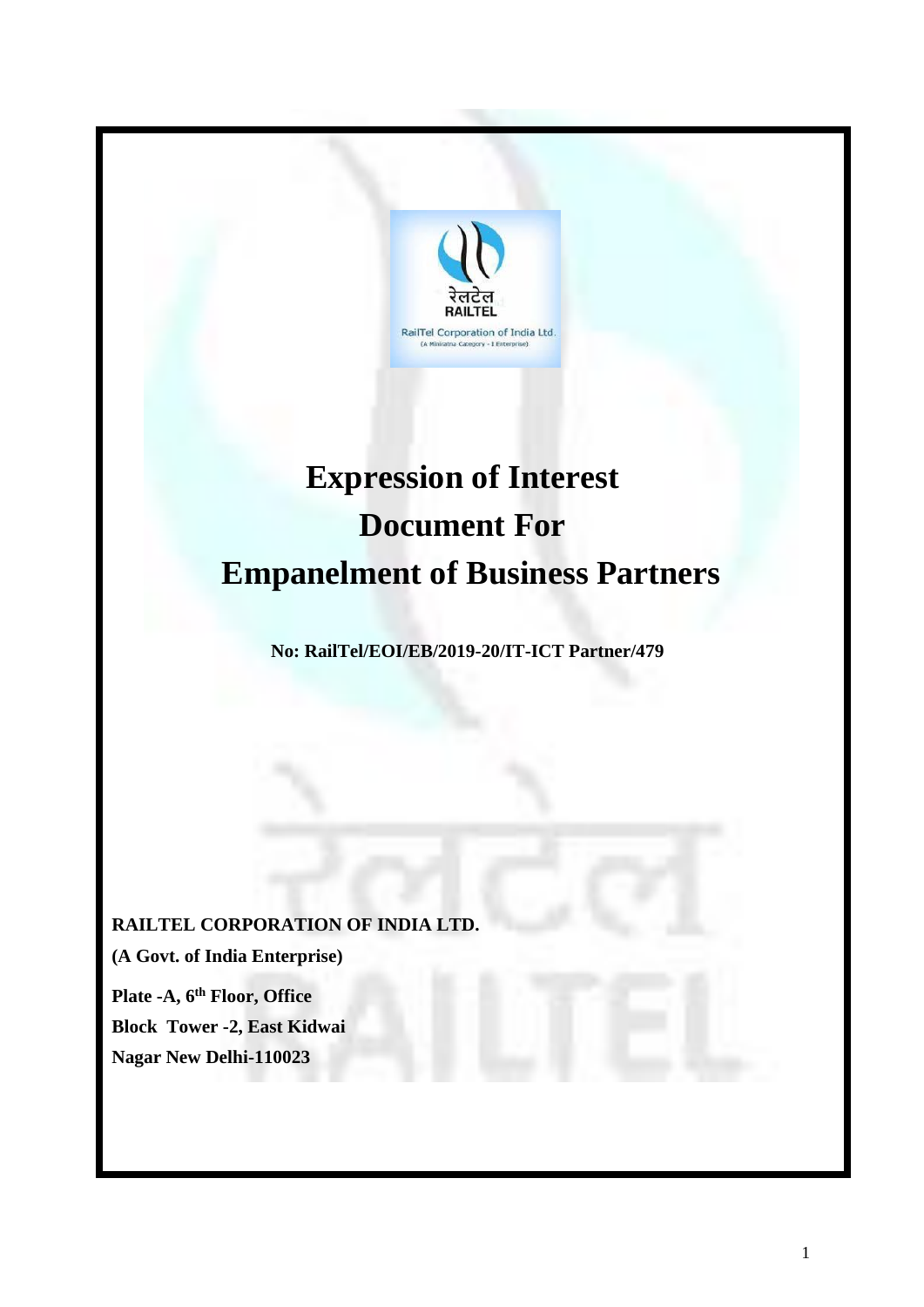# Expression of Interest Document For Empanelment of Business Partners

**No: RailTel/EOI/EB/2019-20/IT-ICT Partner/479**

**RAILTEL CORPORATION OF INDIA LTD.**

**(A Govt. of India Enterprise)**

**Plate -A, 6th Floor, Office Block Tower -2, East Kidwai Nagar New Delhi-110023**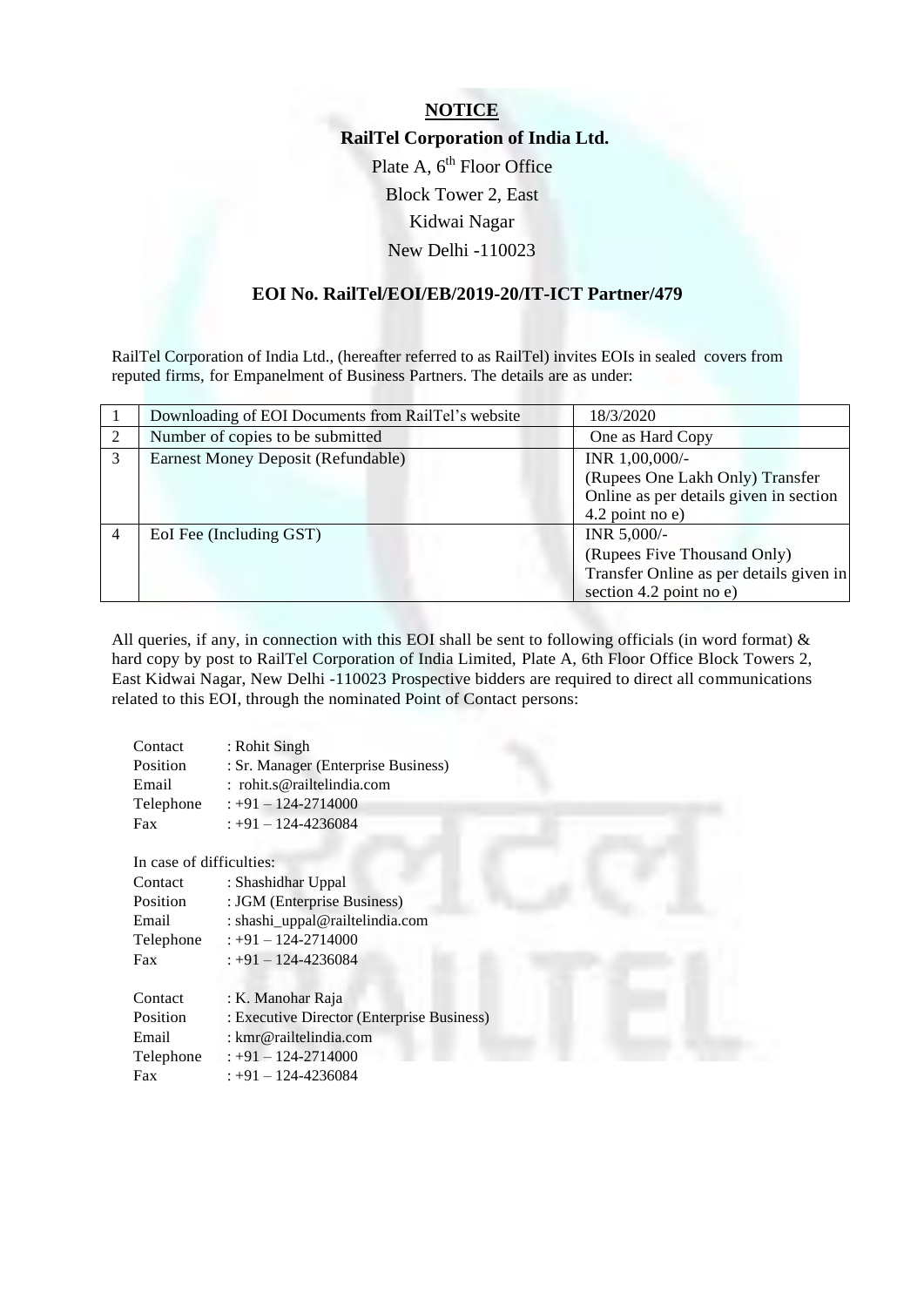**NOTICE**

**RailTel Corporation of India Ltd.**

Plate A, 6th Floor Office

Block Tower 2, East

Kidwai Nagar

New Delhi -110023

**EOI No. RailTel/EOI/EB/2019-20/IT-ICT Partner/479**

RailTel Corporation of India Ltd., (hereafter referred to as RailTel) invites EOIs in sealed covers from reputed firms, for Empanelment of Business Partners. The details are as under:

| | | |
|---|---|---|
| 1 | Downloading of EOI Documents from RailTel's website | 18/3/2020 |
| 2 | Number of copies to be submitted | One as Hard Copy |
| 3 | Earnest Money Deposit (Refundable) | INR 1,00,000/- (Rupees One Lakh Only) Transfer Online as per details given in section 4.2 point no e) |
| 4 | EoI Fee (Including GST) | INR 5,000/- (Rupees Five Thousand Only) Transfer Online as per details given in section 4.2 point no e) |

All queries, if any, in connection with this EOI shall be sent to following officials (in word format) & hard copy by post to RailTel Corporation of India Limited, Plate A, 6th Floor Office Block Towers 2, East Kidwai Nagar, New Delhi -110023 Prospective bidders are required to direct all communications related to this EOI, through the nominated Point of Contact persons:

Contact : Rohit Singh
Position : Sr. Manager (Enterprise Business)
Email : rohit.s@railtelindia.com
Telephone : +91 – 124-2714000
Fax : +91 – 124-4236084

In case of difficulties:

Contact : Shashidhar Uppal
Position : JGM (Enterprise Business)
Email : shashi_uppal@railtelindia.com
Telephone : +91 – 124-2714000
Fax : +91 – 124-4236084

Contact : K. Manohar Raja
Position : Executive Director (Enterprise Business)
Email : kmr@railtelindia.com
Telephone : +91 – 124-2714000
Fax : +91 – 124-4236084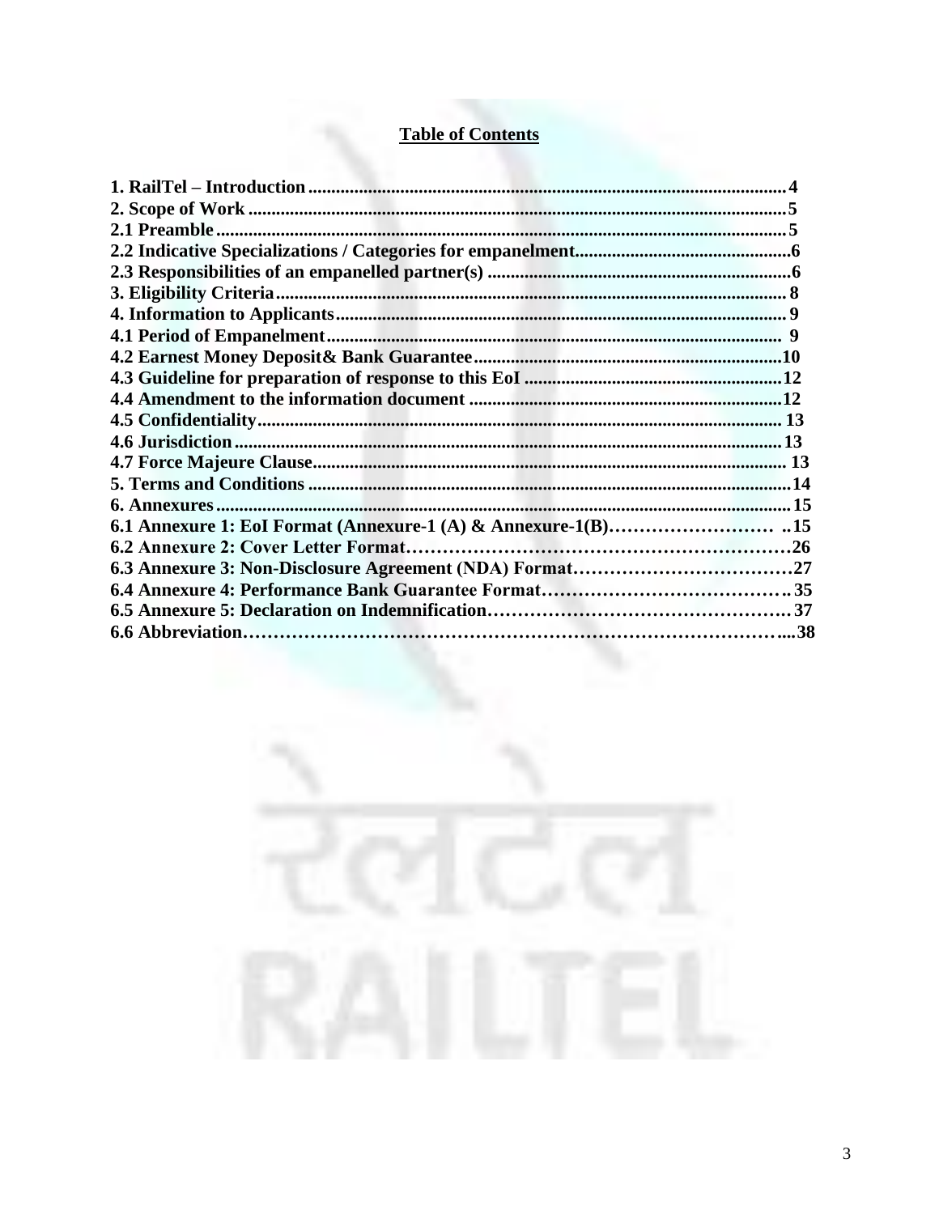## Table of Contents

**1. RailTel – Introduction** .......................................................... 4
**2. Scope of Work** .......................................................... 5
**2.1 Preamble** .......................................................... 5
**2.2 Indicative Specializations / Categories for empanelment** .......................................................... 6
**2.3 Responsibilities of an empanelled partner(s)** .......................................................... 6
**3. Eligibility Criteria** .......................................................... 8
**4. Information to Applicants** .......................................................... 9
**4.1 Period of Empanelment** .......................................................... 9
**4.2 Earnest Money Deposit& Bank Guarantee** .......................................................... 10
**4.3 Guideline for preparation of response to this EoI** .......................................................... 12
**4.4 Amendment to the information document** .......................................................... 12
**4.5 Confidentiality** .......................................................... 13
**4.6 Jurisdiction** .......................................................... 13
**4.7 Force Majeure Clause** .......................................................... 13
**5. Terms and Conditions** .......................................................... 14
**6. Annexures** .......................................................... 15
**6.1 Annexure 1: EoI Format (Annexure-1 (A) & Annexure-1(B)** .......................................................... 15
**6.2 Annexure 2: Cover Letter Format** .......................................................... 26
**6.3 Annexure 3: Non-Disclosure Agreement (NDA) Format** .......................................................... 27
**6.4 Annexure 4: Performance Bank Guarantee Format** .......................................................... 35
**6.5 Annexure 5: Declaration on Indemnification** .......................................................... 37
**6.6 Abbreviation** .......................................................... 38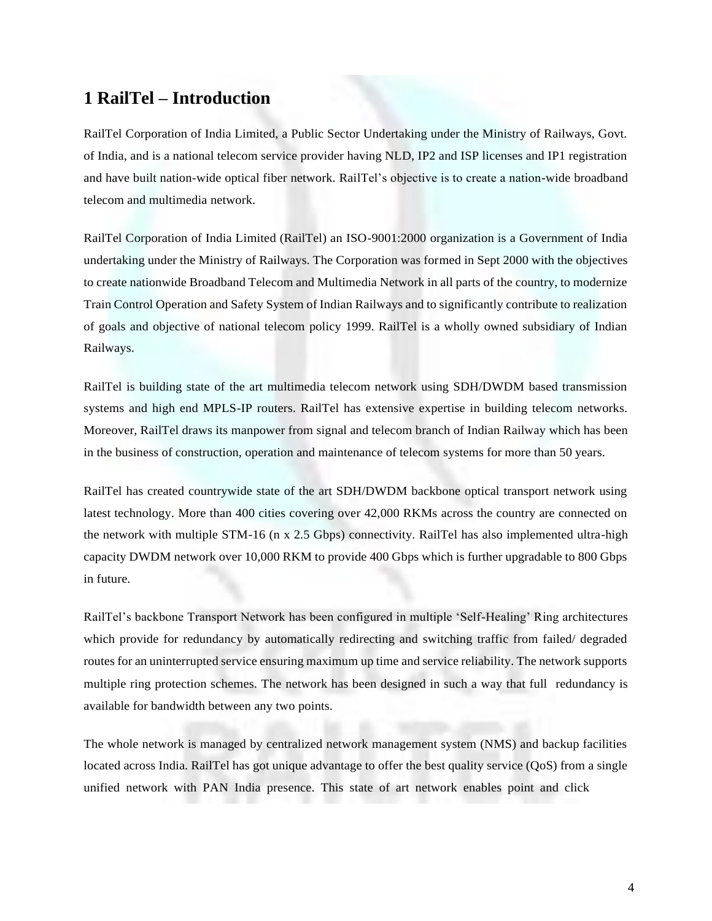# 1 RailTel – Introduction

RailTel Corporation of India Limited, a Public Sector Undertaking under the Ministry of Railways, Govt. of India, and is a national telecom service provider having NLD, IP2 and ISP licenses and IP1 registration and have built nation-wide optical fiber network. RailTel's objective is to create a nation-wide broadband telecom and multimedia network.

RailTel Corporation of India Limited (RailTel) an ISO-9001:2000 organization is a Government of India undertaking under the Ministry of Railways. The Corporation was formed in Sept 2000 with the objectives to create nationwide Broadband Telecom and Multimedia Network in all parts of the country, to modernize Train Control Operation and Safety System of Indian Railways and to significantly contribute to realization of goals and objective of national telecom policy 1999. RailTel is a wholly owned subsidiary of Indian Railways.

RailTel is building state of the art multimedia telecom network using SDH/DWDM based transmission systems and high end MPLS-IP routers. RailTel has extensive expertise in building telecom networks. Moreover, RailTel draws its manpower from signal and telecom branch of Indian Railway which has been in the business of construction, operation and maintenance of telecom systems for more than 50 years.

RailTel has created countrywide state of the art SDH/DWDM backbone optical transport network using latest technology. More than 400 cities covering over 42,000 RKMs across the country are connected on the network with multiple STM-16 (n x 2.5 Gbps) connectivity. RailTel has also implemented ultra-high capacity DWDM network over 10,000 RKM to provide 400 Gbps which is further upgradable to 800 Gbps in future.

RailTel's backbone Transport Network has been configured in multiple 'Self-Healing' Ring architectures which provide for redundancy by automatically redirecting and switching traffic from failed/ degraded routes for an uninterrupted service ensuring maximum up time and service reliability. The network supports multiple ring protection schemes. The network has been designed in such a way that full redundancy is available for bandwidth between any two points.

The whole network is managed by centralized network management system (NMS) and backup facilities located across India. RailTel has got unique advantage to offer the best quality service (QoS) from a single unified network with PAN India presence. This state of art network enables point and click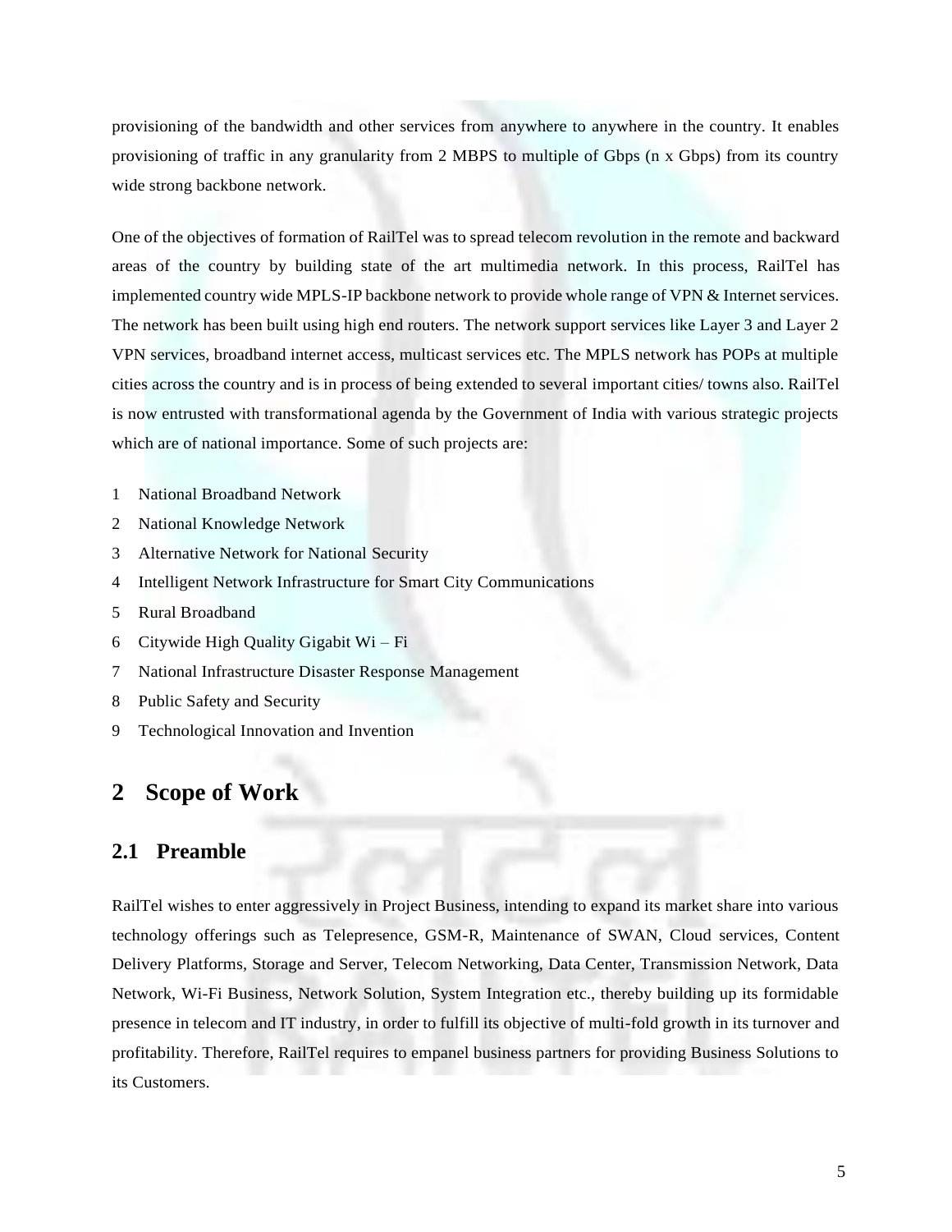provisioning of the bandwidth and other services from anywhere to anywhere in the country. It enables provisioning of traffic in any granularity from 2 MBPS to multiple of Gbps (n x Gbps) from its country wide strong backbone network.

One of the objectives of formation of RailTel was to spread telecom revolution in the remote and backward areas of the country by building state of the art multimedia network. In this process, RailTel has implemented country wide MPLS-IP backbone network to provide whole range of VPN & Internet services. The network has been built using high end routers. The network support services like Layer 3 and Layer 2 VPN services, broadband internet access, multicast services etc. The MPLS network has POPs at multiple cities across the country and is in process of being extended to several important cities/ towns also. RailTel is now entrusted with transformational agenda by the Government of India with various strategic projects which are of national importance. Some of such projects are:

1. National Broadband Network
2. National Knowledge Network
3. Alternative Network for National Security
4. Intelligent Network Infrastructure for Smart City Communications
5. Rural Broadband
6. Citywide High Quality Gigabit Wi – Fi
7. National Infrastructure Disaster Response Management
8. Public Safety and Security
9. Technological Innovation and Invention

# 2 Scope of Work

## 2.1 Preamble

RailTel wishes to enter aggressively in Project Business, intending to expand its market share into various technology offerings such as Telepresence, GSM-R, Maintenance of SWAN, Cloud services, Content Delivery Platforms, Storage and Server, Telecom Networking, Data Center, Transmission Network, Data Network, Wi-Fi Business, Network Solution, System Integration etc., thereby building up its formidable presence in telecom and IT industry, in order to fulfill its objective of multi-fold growth in its turnover and profitability. Therefore, RailTel requires to empanel business partners for providing Business Solutions to its Customers.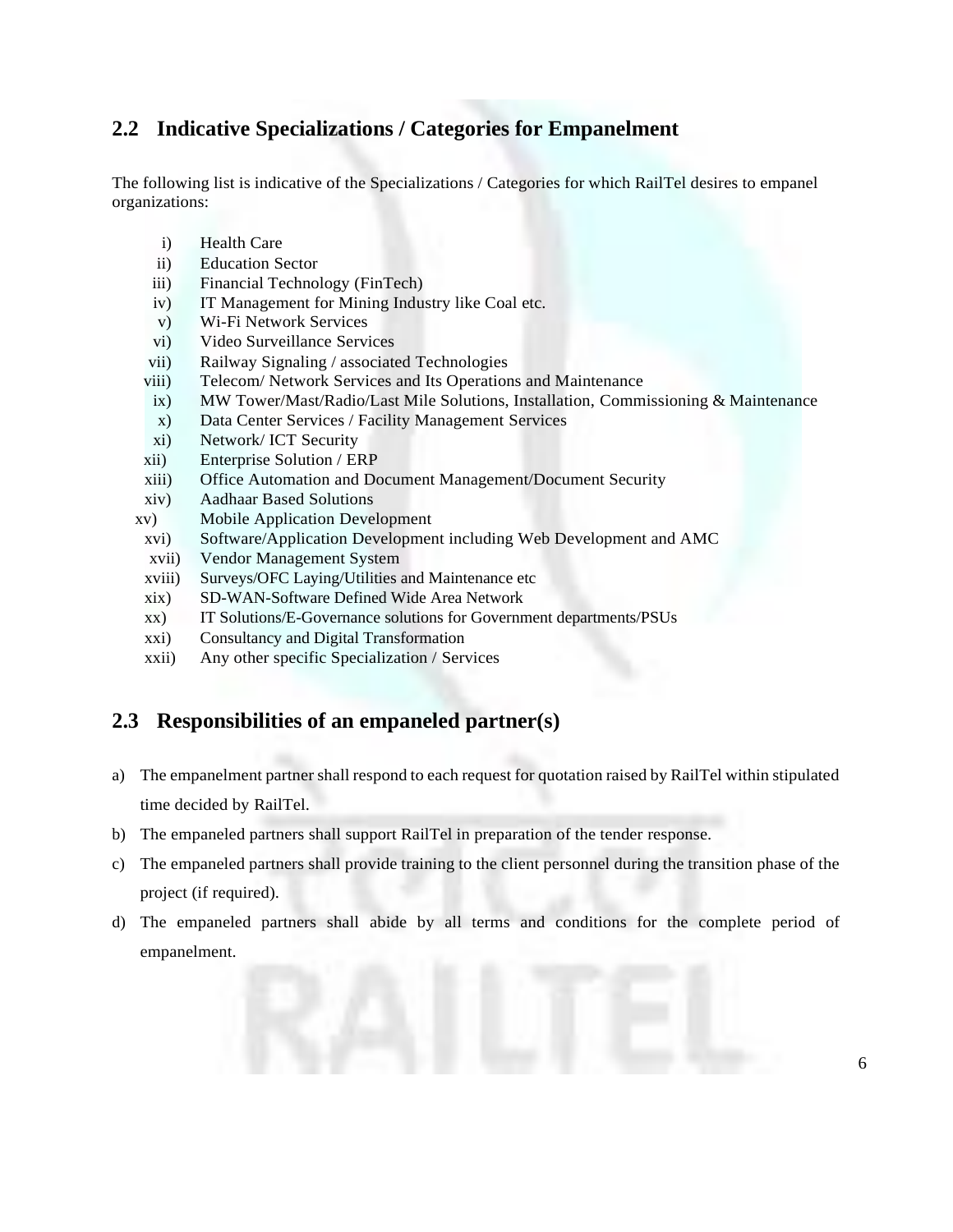## 2.2 Indicative Specializations / Categories for Empanelment

The following list is indicative of the Specializations / Categories for which RailTel desires to empanel organizations:

i) Health Care
ii) Education Sector
iii) Financial Technology (FinTech)
iv) IT Management for Mining Industry like Coal etc.
v) Wi-Fi Network Services
vi) Video Surveillance Services
vii) Railway Signaling / associated Technologies
viii) Telecom/ Network Services and Its Operations and Maintenance
ix) MW Tower/Mast/Radio/Last Mile Solutions, Installation, Commissioning & Maintenance
x) Data Center Services / Facility Management Services
xi) Network/ ICT Security
xii) Enterprise Solution / ERP
xiii) Office Automation and Document Management/Document Security
xiv) Aadhaar Based Solutions
xv) Mobile Application Development
xvi) Software/Application Development including Web Development and AMC
xvii) Vendor Management System
xviii) Surveys/OFC Laying/Utilities and Maintenance etc
xix) SD-WAN-Software Defined Wide Area Network
xx) IT Solutions/E-Governance solutions for Government departments/PSUs
xxi) Consultancy and Digital Transformation
xxii) Any other specific Specialization / Services

## 2.3 Responsibilities of an empaneled partner(s)

a) The empanelment partner shall respond to each request for quotation raised by RailTel within stipulated time decided by RailTel.
b) The empaneled partners shall support RailTel in preparation of the tender response.
c) The empaneled partners shall provide training to the client personnel during the transition phase of the project (if required).
d) The empaneled partners shall abide by all terms and conditions for the complete period of empanelment.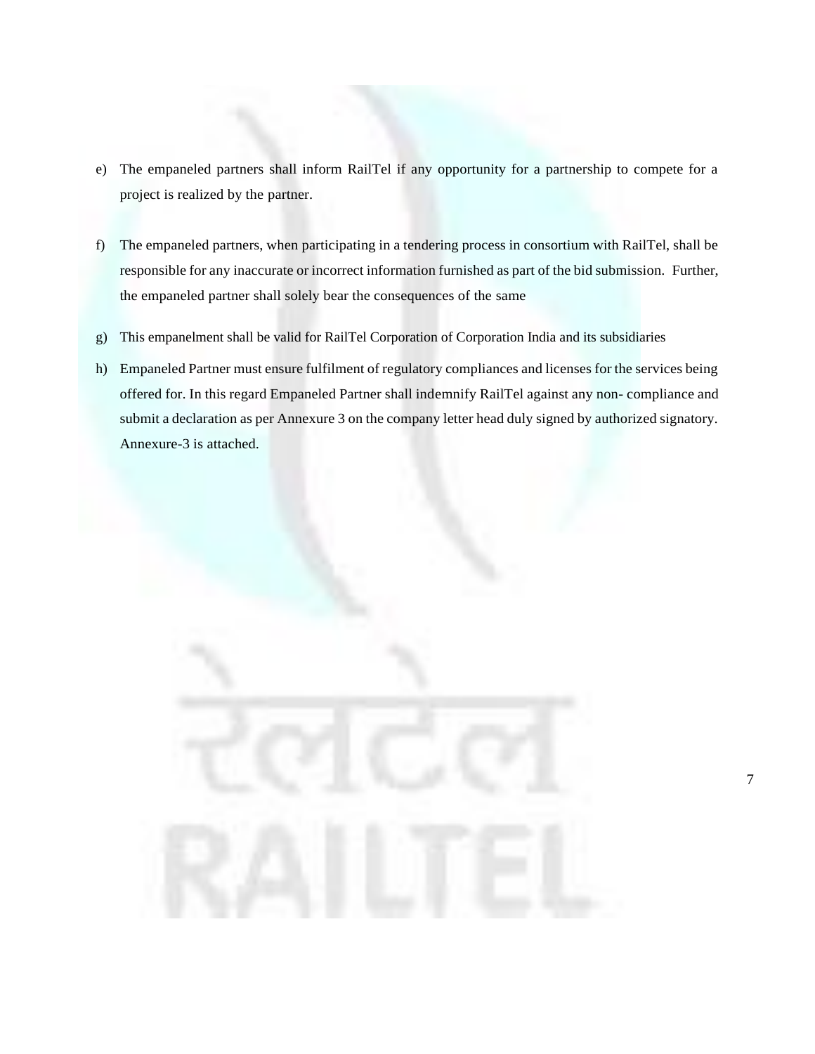e) The empaneled partners shall inform RailTel if any opportunity for a partnership to compete for a project is realized by the partner.

f) The empaneled partners, when participating in a tendering process in consortium with RailTel, shall be responsible for any inaccurate or incorrect information furnished as part of the bid submission. Further, the empaneled partner shall solely bear the consequences of the same

g) This empanelment shall be valid for RailTel Corporation of Corporation India and its subsidiaries

h) Empaneled Partner must ensure fulfilment of regulatory compliances and licenses for the services being offered for. In this regard Empaneled Partner shall indemnify RailTel against any non- compliance and submit a declaration as per Annexure 3 on the company letter head duly signed by authorized signatory. Annexure-3 is attached.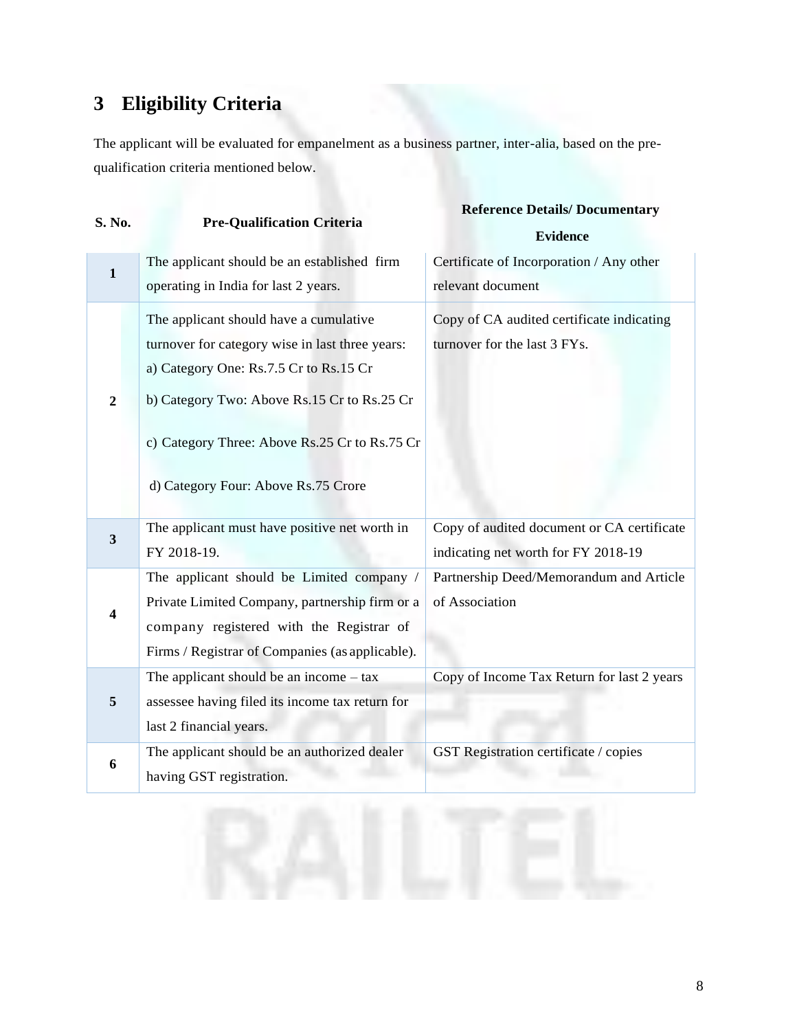# 3 Eligibility Criteria

The applicant will be evaluated for empanelment as a business partner, inter-alia, based on the pre-qualification criteria mentioned below.

| S. No. | Pre-Qualification Criteria | Reference Details/ Documentary Evidence |
|---|---|---|
| 1 | The applicant should be an established firm operating in India for last 2 years. | Certificate of Incorporation / Any other relevant document |
| 2 | The applicant should have a cumulative turnover for category wise in last three years:<br>a) Category One: Rs.7.5 Cr to Rs.15 Cr<br>b) Category Two: Above Rs.15 Cr to Rs.25 Cr<br>c) Category Three: Above Rs.25 Cr to Rs.75 Cr<br>d) Category Four: Above Rs.75 Crore | Copy of CA audited certificate indicating turnover for the last 3 FYs. |
| 3 | The applicant must have positive net worth in FY 2018-19. | Copy of audited document or CA certificate indicating net worth for FY 2018-19 |
| 4 | The applicant should be Limited company / Private Limited Company, partnership firm or a company registered with the Registrar of Firms / Registrar of Companies (as applicable). | Partnership Deed/Memorandum and Article of Association |
| 5 | The applicant should be an income – tax assessee having filed its income tax return for last 2 financial years. | Copy of Income Tax Return for last 2 years |
| 6 | The applicant should be an authorized dealer having GST registration. | GST Registration certificate / copies |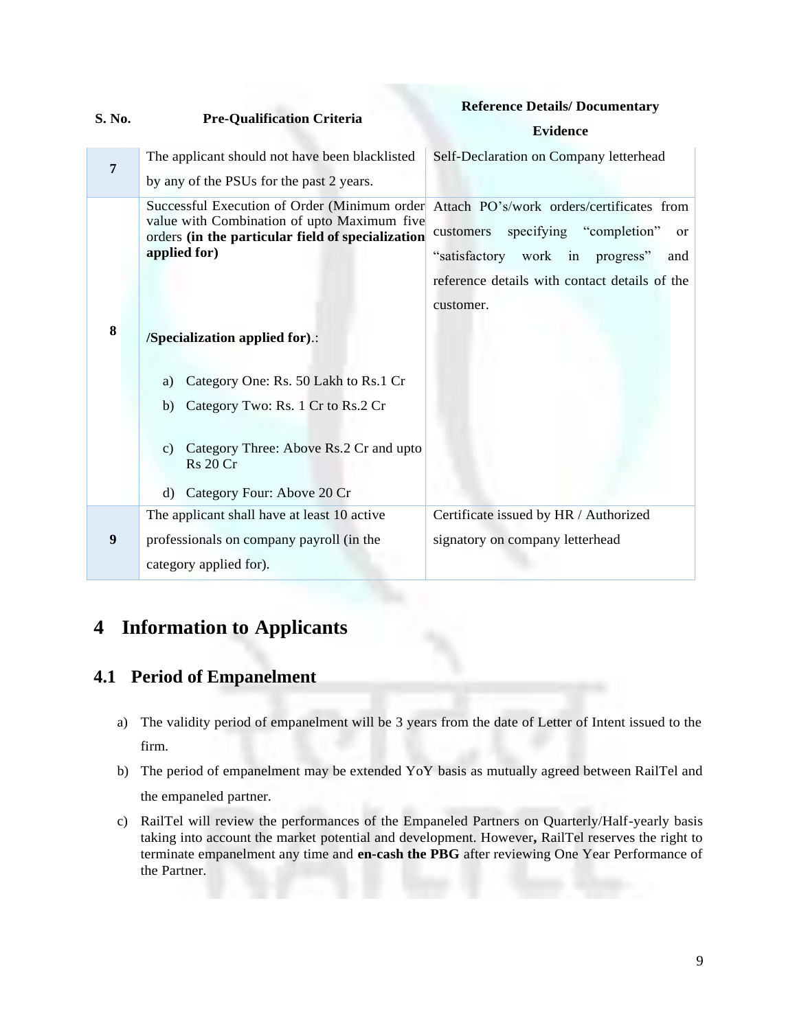| S. No. | Pre-Qualification Criteria | Reference Details/ Documentary Evidence |
|---|---|---|
| 7 | The applicant should not have been blacklisted by any of the PSUs for the past 2 years. | Self-Declaration on Company letterhead |
| 8 | Successful Execution of Order (Minimum order value with Combination of upto Maximum five orders **(in the particular field of specialization applied for)**<br><br>**/Specialization applied for)**.:<br><br>a) Category One: Rs. 50 Lakh to Rs.1 Cr<br>b) Category Two: Rs. 1 Cr to Rs.2 Cr<br>c) Category Three: Above Rs.2 Cr and upto Rs 20 Cr<br>d) Category Four: Above 20 Cr | Attach PO's/work orders/certificates from customers specifying "completion" or "satisfactory work in progress" and reference details with contact details of the customer. |
| 9 | The applicant shall have at least 10 active professionals on company payroll (in the category applied for). | Certificate issued by HR / Authorized signatory on company letterhead |

# 4 Information to Applicants

## 4.1 Period of Empanelment

a) The validity period of empanelment will be 3 years from the date of Letter of Intent issued to the firm.

b) The period of empanelment may be extended YoY basis as mutually agreed between RailTel and the empaneled partner.

c) RailTel will review the performances of the Empaneled Partners on Quarterly/Half-yearly basis taking into account the market potential and development. However**,** RailTel reserves the right to terminate empanelment any time and **en-cash the PBG** after reviewing One Year Performance of the Partner.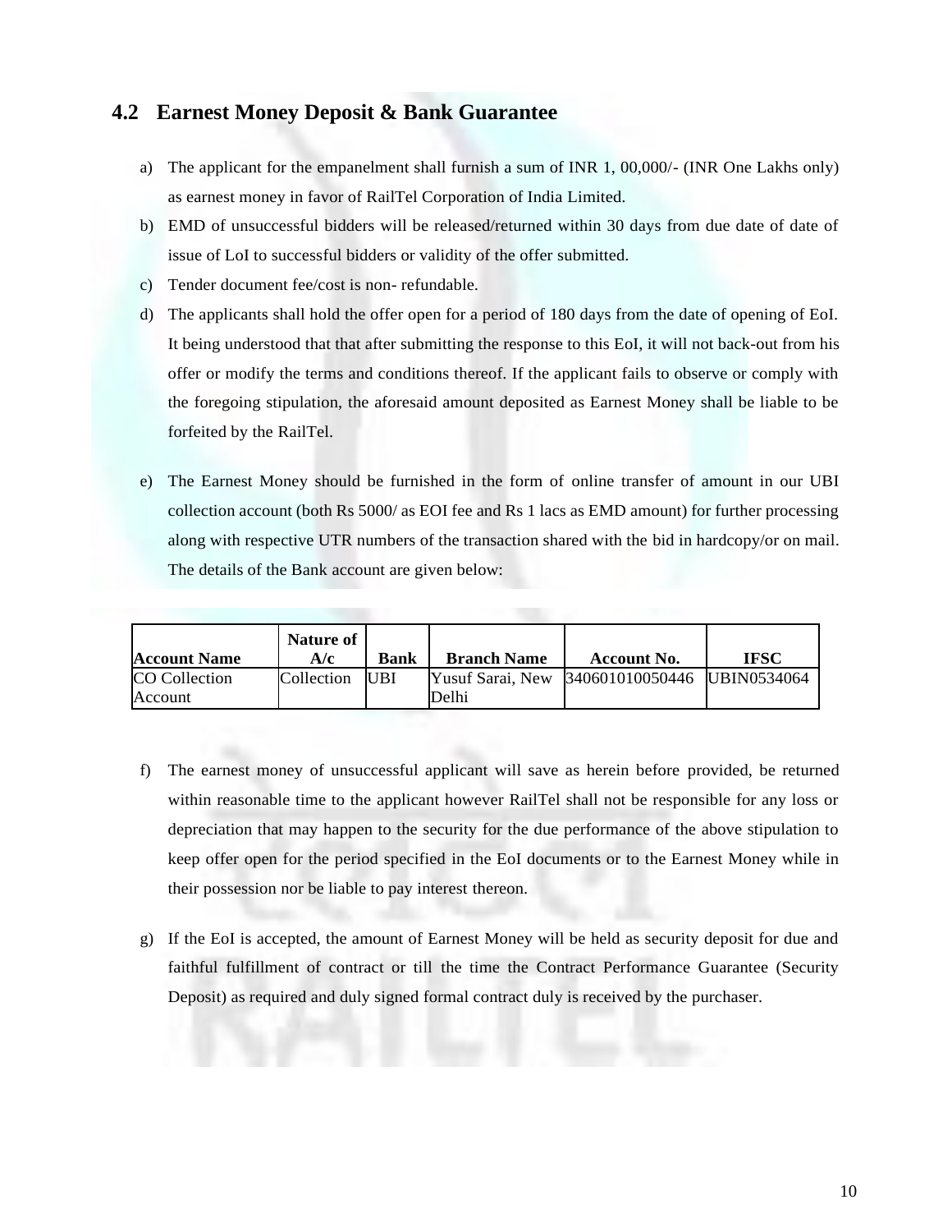## 4.2 Earnest Money Deposit & Bank Guarantee

a) The applicant for the empanelment shall furnish a sum of INR 1, 00,000/- (INR One Lakhs only) as earnest money in favor of RailTel Corporation of India Limited.

b) EMD of unsuccessful bidders will be released/returned within 30 days from due date of date of issue of LoI to successful bidders or validity of the offer submitted.

c) Tender document fee/cost is non- refundable.

d) The applicants shall hold the offer open for a period of 180 days from the date of opening of EoI. It being understood that that after submitting the response to this EoI, it will not back-out from his offer or modify the terms and conditions thereof. If the applicant fails to observe or comply with the foregoing stipulation, the aforesaid amount deposited as Earnest Money shall be liable to be forfeited by the RailTel.

e) The Earnest Money should be furnished in the form of online transfer of amount in our UBI collection account (both Rs 5000/ as EOI fee and Rs 1 lacs as EMD amount) for further processing along with respective UTR numbers of the transaction shared with the bid in hardcopy/or on mail. The details of the Bank account are given below:

| Account Name | Nature of A/c | Bank | Branch Name | Account No. | IFSC |
|---|---|---|---|---|---|
| CO Collection Account | Collection | UBI | Yusuf Sarai, New Delhi | 340601010050446 | UBIN0534064 |

f) The earnest money of unsuccessful applicant will save as herein before provided, be returned within reasonable time to the applicant however RailTel shall not be responsible for any loss or depreciation that may happen to the security for the due performance of the above stipulation to keep offer open for the period specified in the EoI documents or to the Earnest Money while in their possession nor be liable to pay interest thereon.

g) If the EoI is accepted, the amount of Earnest Money will be held as security deposit for due and faithful fulfillment of contract or till the time the Contract Performance Guarantee (Security Deposit) as required and duly signed formal contract duly is received by the purchaser.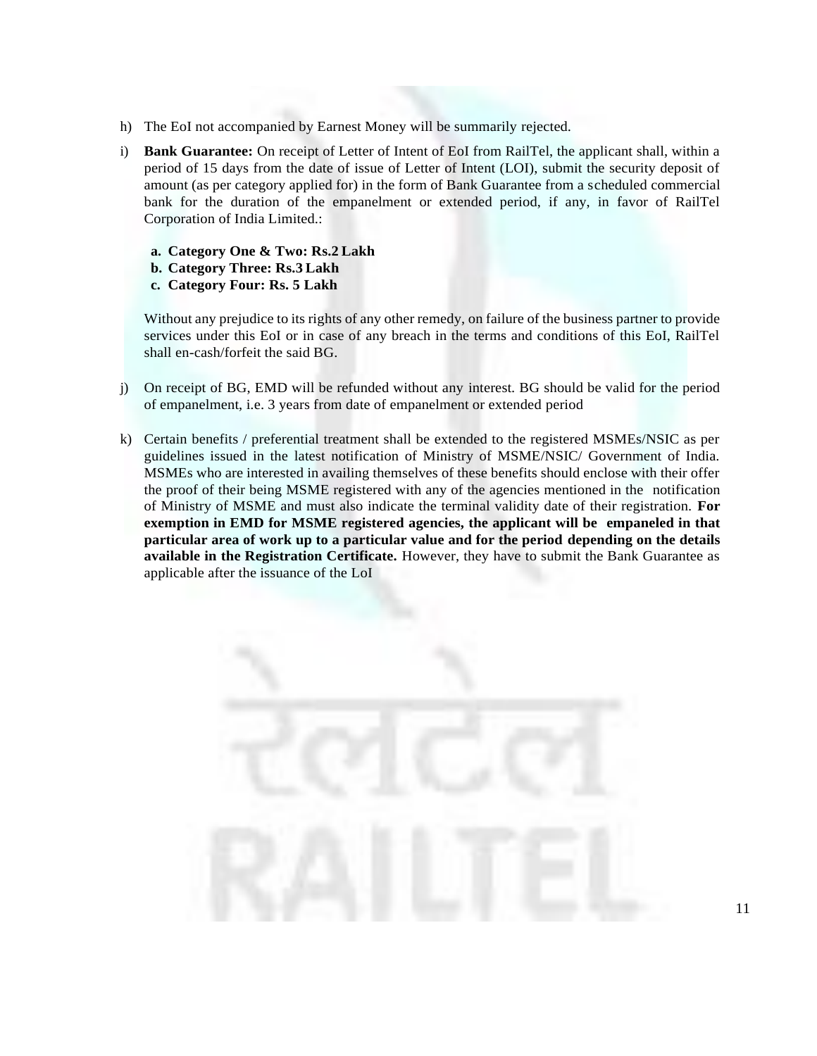h) The EoI not accompanied by Earnest Money will be summarily rejected.

i) **Bank Guarantee:** On receipt of Letter of Intent of EoI from RailTel, the applicant shall, within a period of 15 days from the date of issue of Letter of Intent (LOI), submit the security deposit of amount (as per category applied for) in the form of Bank Guarantee from a scheduled commercial bank for the duration of the empanelment or extended period, if any, in favor of RailTel Corporation of India Limited.:

   a. **Category One & Two: Rs.2 Lakh**
   b. **Category Three: Rs.3 Lakh**
   c. **Category Four: Rs. 5 Lakh**

   Without any prejudice to its rights of any other remedy, on failure of the business partner to provide services under this EoI or in case of any breach in the terms and conditions of this EoI, RailTel shall en-cash/forfeit the said BG.

j) On receipt of BG, EMD will be refunded without any interest. BG should be valid for the period of empanelment, i.e. 3 years from date of empanelment or extended period

k) Certain benefits / preferential treatment shall be extended to the registered MSMEs/NSIC as per guidelines issued in the latest notification of Ministry of MSME/NSIC/ Government of India. MSMEs who are interested in availing themselves of these benefits should enclose with their offer the proof of their being MSME registered with any of the agencies mentioned in the notification of Ministry of MSME and must also indicate the terminal validity date of their registration. **For exemption in EMD for MSME registered agencies, the applicant will be empaneled in that particular area of work up to a particular value and for the period depending on the details available in the Registration Certificate.** However, they have to submit the Bank Guarantee as applicable after the issuance of the LoI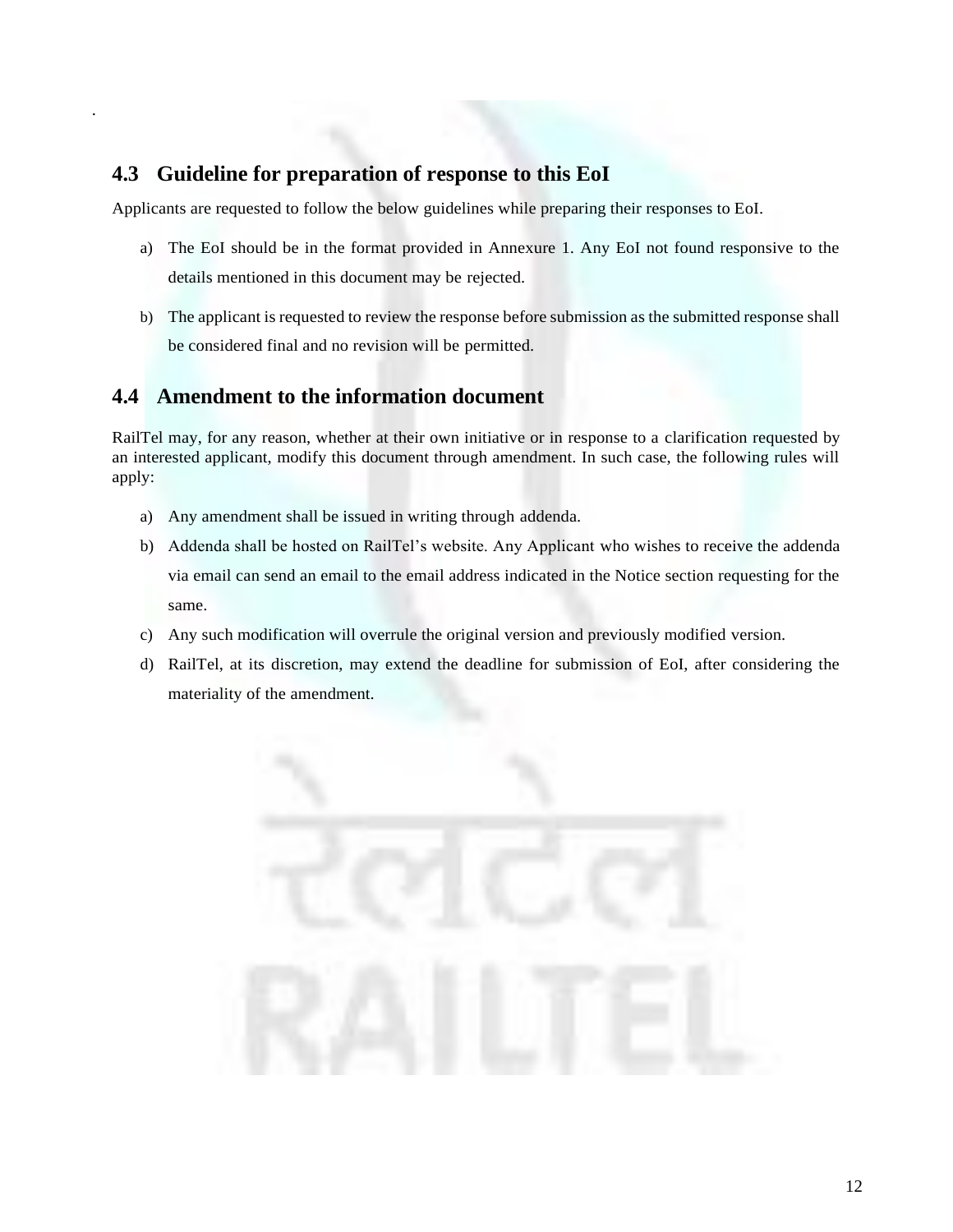## 4.3 Guideline for preparation of response to this EoI

Applicants are requested to follow the below guidelines while preparing their responses to EoI.

a) The EoI should be in the format provided in Annexure 1. Any EoI not found responsive to the details mentioned in this document may be rejected.

b) The applicant is requested to review the response before submission as the submitted response shall be considered final and no revision will be permitted.

## 4.4 Amendment to the information document

RailTel may, for any reason, whether at their own initiative or in response to a clarification requested by an interested applicant, modify this document through amendment. In such case, the following rules will apply:

a) Any amendment shall be issued in writing through addenda.

b) Addenda shall be hosted on RailTel's website. Any Applicant who wishes to receive the addenda via email can send an email to the email address indicated in the Notice section requesting for the same.

c) Any such modification will overrule the original version and previously modified version.

d) RailTel, at its discretion, may extend the deadline for submission of EoI, after considering the materiality of the amendment.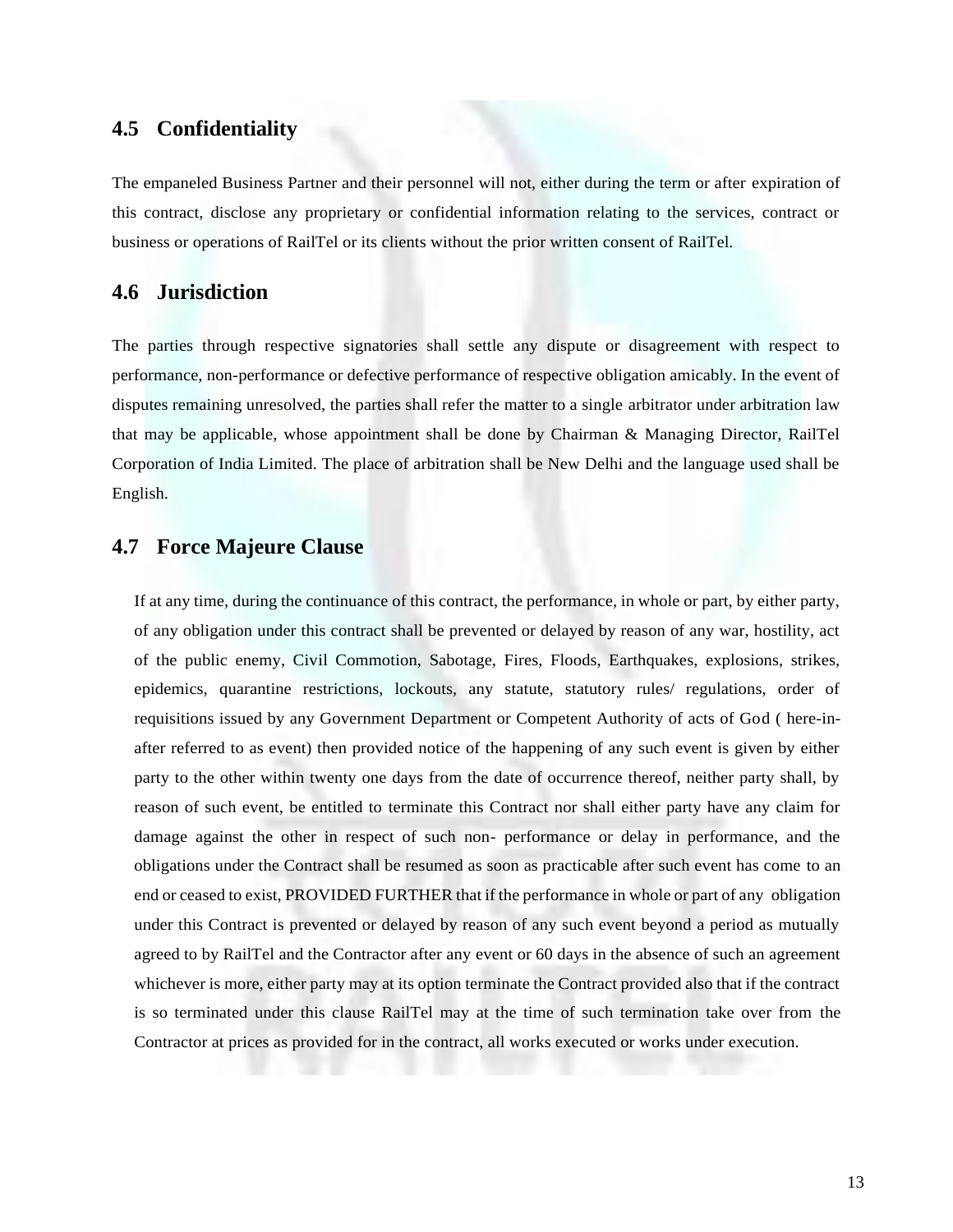## 4.5 Confidentiality

The empaneled Business Partner and their personnel will not, either during the term or after expiration of this contract, disclose any proprietary or confidential information relating to the services, contract or business or operations of RailTel or its clients without the prior written consent of RailTel.

## 4.6 Jurisdiction

The parties through respective signatories shall settle any dispute or disagreement with respect to performance, non-performance or defective performance of respective obligation amicably. In the event of disputes remaining unresolved, the parties shall refer the matter to a single arbitrator under arbitration law that may be applicable, whose appointment shall be done by Chairman & Managing Director, RailTel Corporation of India Limited. The place of arbitration shall be New Delhi and the language used shall be English.

## 4.7 Force Majeure Clause

If at any time, during the continuance of this contract, the performance, in whole or part, by either party, of any obligation under this contract shall be prevented or delayed by reason of any war, hostility, act of the public enemy, Civil Commotion, Sabotage, Fires, Floods, Earthquakes, explosions, strikes, epidemics, quarantine restrictions, lockouts, any statute, statutory rules/ regulations, order of requisitions issued by any Government Department or Competent Authority of acts of God ( here-in-after referred to as event) then provided notice of the happening of any such event is given by either party to the other within twenty one days from the date of occurrence thereof, neither party shall, by reason of such event, be entitled to terminate this Contract nor shall either party have any claim for damage against the other in respect of such non- performance or delay in performance, and the obligations under the Contract shall be resumed as soon as practicable after such event has come to an end or ceased to exist, PROVIDED FURTHER that if the performance in whole or part of any obligation under this Contract is prevented or delayed by reason of any such event beyond a period as mutually agreed to by RailTel and the Contractor after any event or 60 days in the absence of such an agreement whichever is more, either party may at its option terminate the Contract provided also that if the contract is so terminated under this clause RailTel may at the time of such termination take over from the Contractor at prices as provided for in the contract, all works executed or works under execution.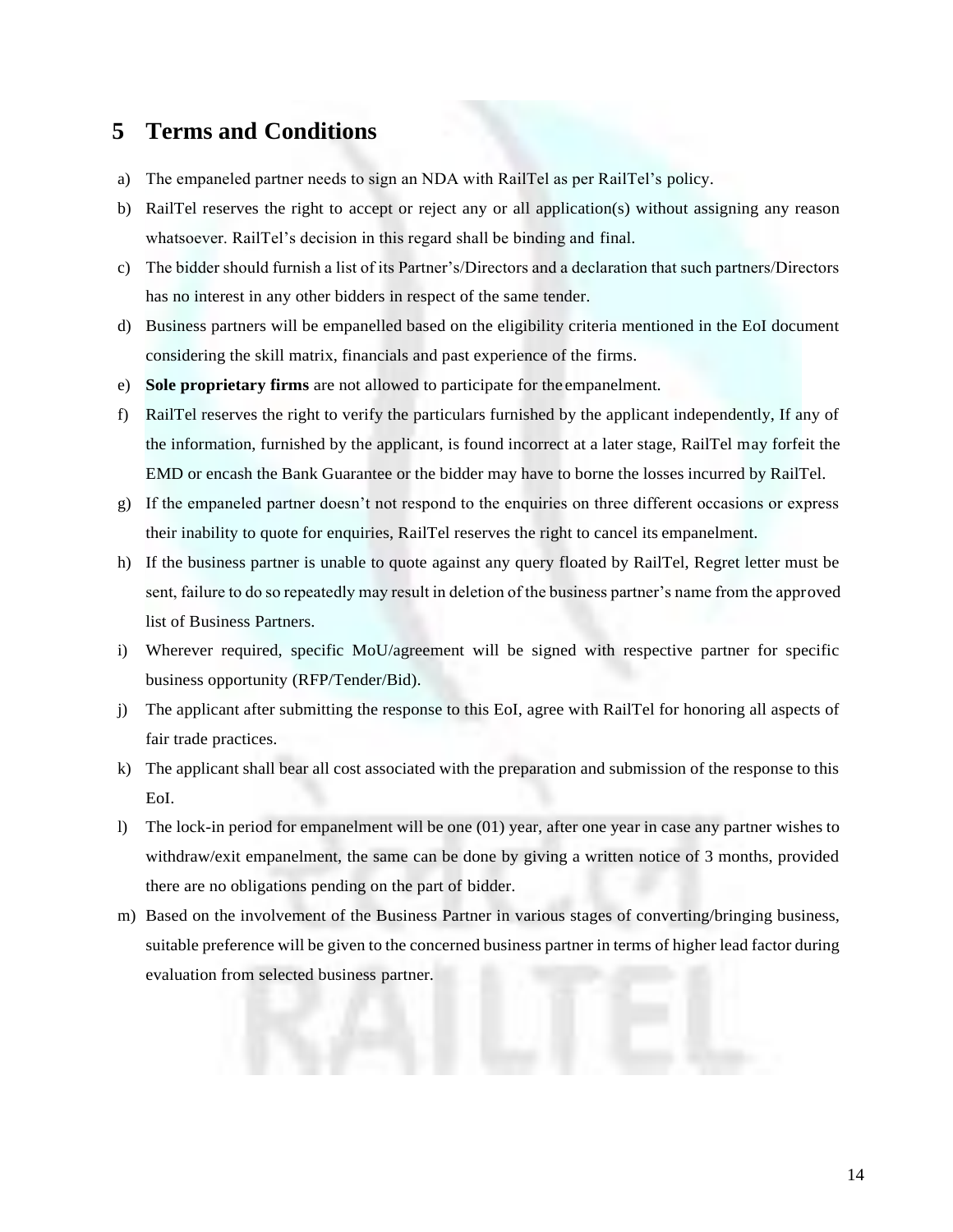# 5 Terms and Conditions

a) The empaneled partner needs to sign an NDA with RailTel as per RailTel's policy.

b) RailTel reserves the right to accept or reject any or all application(s) without assigning any reason whatsoever. RailTel's decision in this regard shall be binding and final.

c) The bidder should furnish a list of its Partner's/Directors and a declaration that such partners/Directors has no interest in any other bidders in respect of the same tender.

d) Business partners will be empanelled based on the eligibility criteria mentioned in the EoI document considering the skill matrix, financials and past experience of the firms.

e) **Sole proprietary firms** are not allowed to participate for the empanelment.

f) RailTel reserves the right to verify the particulars furnished by the applicant independently, If any of the information, furnished by the applicant, is found incorrect at a later stage, RailTel may forfeit the EMD or encash the Bank Guarantee or the bidder may have to borne the losses incurred by RailTel.

g) If the empaneled partner doesn't not respond to the enquiries on three different occasions or express their inability to quote for enquiries, RailTel reserves the right to cancel its empanelment.

h) If the business partner is unable to quote against any query floated by RailTel, Regret letter must be sent, failure to do so repeatedly may result in deletion of the business partner's name from the approved list of Business Partners.

i) Wherever required, specific MoU/agreement will be signed with respective partner for specific business opportunity (RFP/Tender/Bid).

j) The applicant after submitting the response to this EoI, agree with RailTel for honoring all aspects of fair trade practices.

k) The applicant shall bear all cost associated with the preparation and submission of the response to this EoI.

l) The lock-in period for empanelment will be one (01) year, after one year in case any partner wishes to withdraw/exit empanelment, the same can be done by giving a written notice of 3 months, provided there are no obligations pending on the part of bidder.

m) Based on the involvement of the Business Partner in various stages of converting/bringing business, suitable preference will be given to the concerned business partner in terms of higher lead factor during evaluation from selected business partner.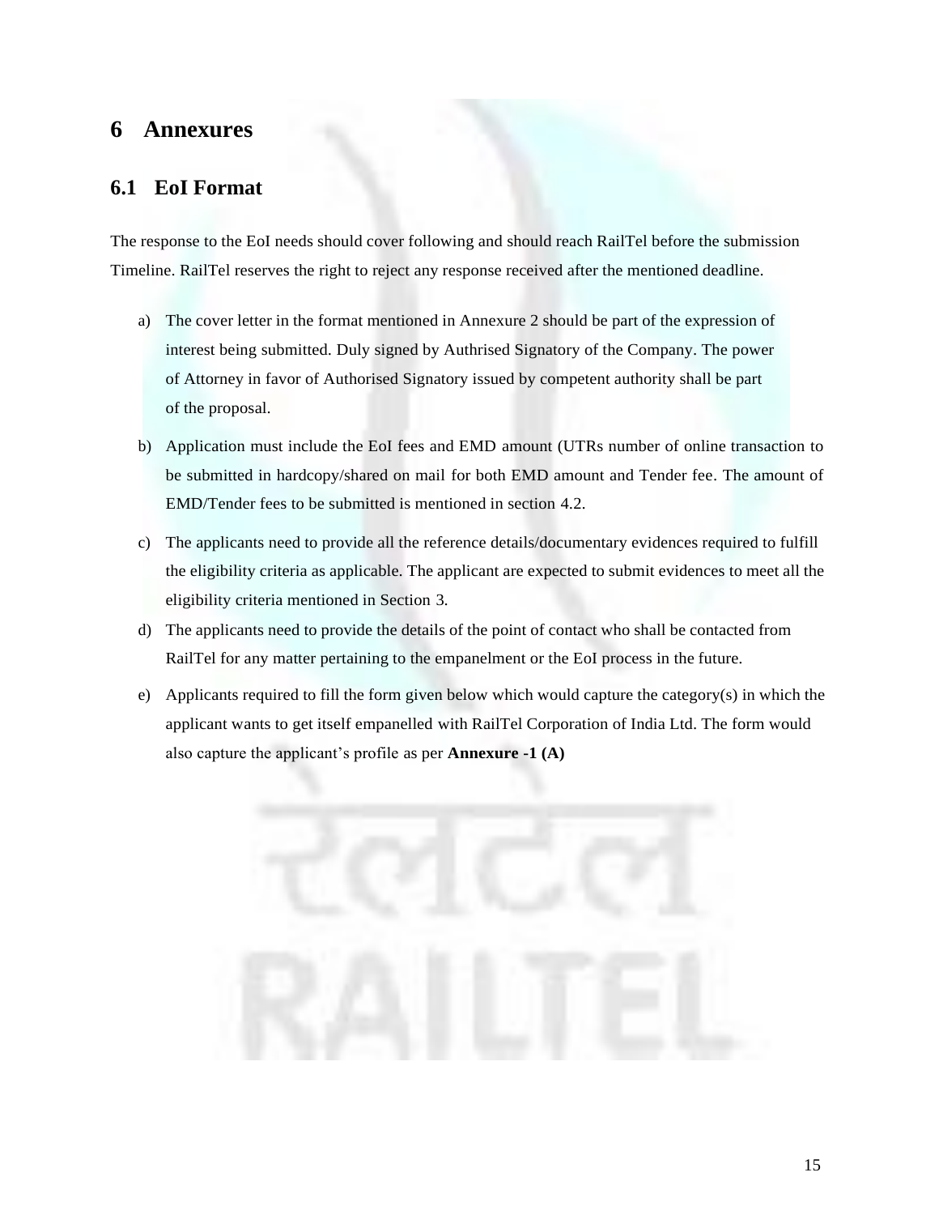# 6 Annexures

## 6.1 EoI Format

The response to the EoI needs should cover following and should reach RailTel before the submission Timeline. RailTel reserves the right to reject any response received after the mentioned deadline.

a) The cover letter in the format mentioned in Annexure 2 should be part of the expression of interest being submitted. Duly signed by Authrised Signatory of the Company. The power of Attorney in favor of Authorised Signatory issued by competent authority shall be part of the proposal.

b) Application must include the EoI fees and EMD amount (UTRs number of online transaction to be submitted in hardcopy/shared on mail for both EMD amount and Tender fee. The amount of EMD/Tender fees to be submitted is mentioned in section 4.2.

c) The applicants need to provide all the reference details/documentary evidences required to fulfill the eligibility criteria as applicable. The applicant are expected to submit evidences to meet all the eligibility criteria mentioned in Section 3.

d) The applicants need to provide the details of the point of contact who shall be contacted from RailTel for any matter pertaining to the empanelment or the EoI process in the future.

e) Applicants required to fill the form given below which would capture the category(s) in which the applicant wants to get itself empanelled with RailTel Corporation of India Ltd. The form would also capture the applicant's profile as per **Annexure -1 (A)**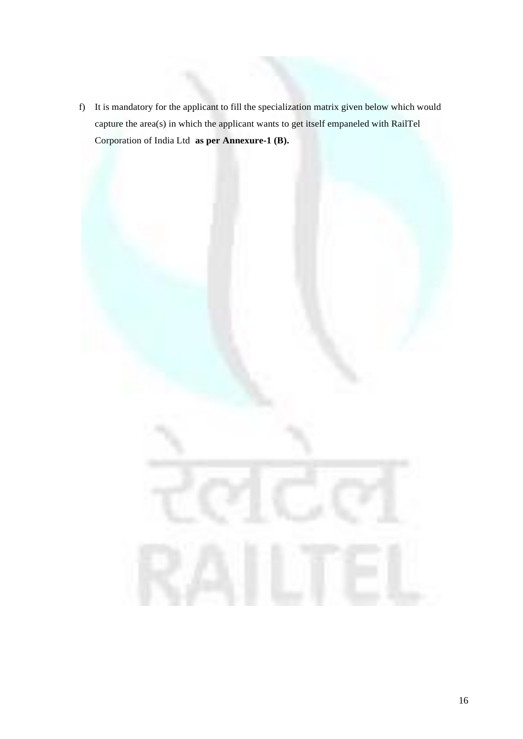f) It is mandatory for the applicant to fill the specialization matrix given below which would capture the area(s) in which the applicant wants to get itself empaneled with RailTel Corporation of India Ltd **as per Annexure-1 (B).**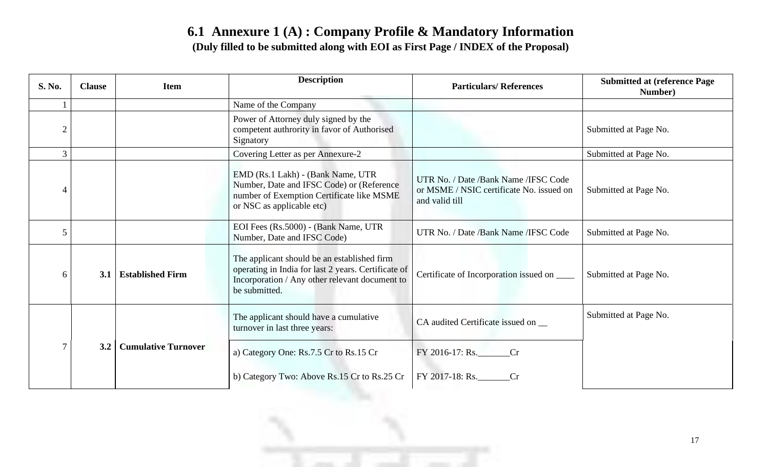## 6.1 Annexure 1 (A) : Company Profile & Mandatory Information

**(Duly filled to be submitted along with EOI as First Page / INDEX of the Proposal)**

| S. No. | Clause | Item | Description | Particulars/ References | Submitted at (reference Page Number) |
|---|---|---|---|---|---|
| 1 | | | Name of the Company | | |
| 2 | | | Power of Attorney duly signed by the competent authrority in favor of Authorised Signatory | | Submitted at Page No. |
| 3 | | | Covering Letter as per Annexure-2 | | Submitted at Page No. |
| 4 | | | EMD (Rs.1 Lakh) - (Bank Name, UTR Number, Date and IFSC Code) or (Reference number of Exemption Certificate like MSME or NSC as applicable etc) | UTR No. / Date /Bank Name /IFSC Code or MSME / NSIC certificate No. issued on and valid till | Submitted at Page No. |
| 5 | | | EOI Fees (Rs.5000) - (Bank Name, UTR Number, Date and IFSC Code) | UTR No. / Date /Bank Name /IFSC Code | Submitted at Page No. |
| 6 | 3.1 | **Established Firm** | The applicant should be an established firm operating in India for last 2 years. Certificate of Incorporation / Any other relevant document to be submitted. | Certificate of Incorporation issued on ____ | Submitted at Page No. |
| 7 | 3.2 | **Cumulative Turnover** | The applicant should have a cumulative turnover in last three years: | CA audited Certificate issued on __ | Submitted at Page No. |
| | | | a) Category One: Rs.7.5 Cr to Rs.15 Cr | FY 2016-17: Rs._______Cr | |
| | | | b) Category Two: Above Rs.15 Cr to Rs.25 Cr | FY 2017-18: Rs._______Cr | |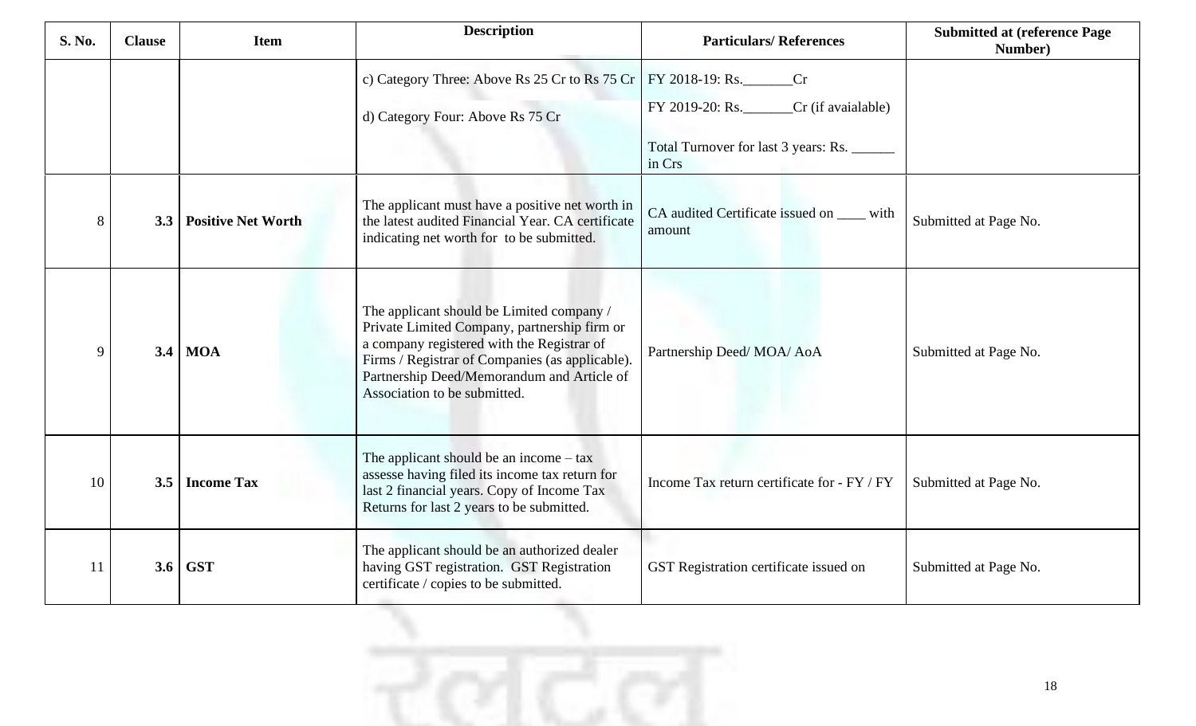| S. No. | Clause | Item | Description | Particulars/ References | Submitted at (reference Page Number) |
|---|---|---|---|---|---|
| | | | c) Category Three: Above Rs 25 Cr to Rs 75 Cr<br><br>d) Category Four: Above Rs 75 Cr | FY 2018-19: Rs._______Cr<br><br>FY 2019-20: Rs._______Cr (if avaialable)<br><br>Total Turnover for last 3 years: Rs. ______ in Crs | |
| 8 | 3.3 | **Positive Net Worth** | The applicant must have a positive net worth in the latest audited Financial Year. CA certificate indicating net worth for to be submitted. | CA audited Certificate issued on ____ with amount | Submitted at Page No. |
| 9 | 3.4 | **MOA** | The applicant should be Limited company / Private Limited Company, partnership firm or a company registered with the Registrar of Firms / Registrar of Companies (as applicable). Partnership Deed/Memorandum and Article of Association to be submitted. | Partnership Deed/ MOA/ AoA | Submitted at Page No. |
| 10 | 3.5 | **Income Tax** | The applicant should be an income – tax assesse having filed its income tax return for last 2 financial years. Copy of Income Tax Returns for last 2 years to be submitted. | Income Tax return certificate for - FY / FY | Submitted at Page No. |
| 11 | 3.6 | **GST** | The applicant should be an authorized dealer having GST registration. GST Registration certificate / copies to be submitted. | GST Registration certificate issued on | Submitted at Page No. |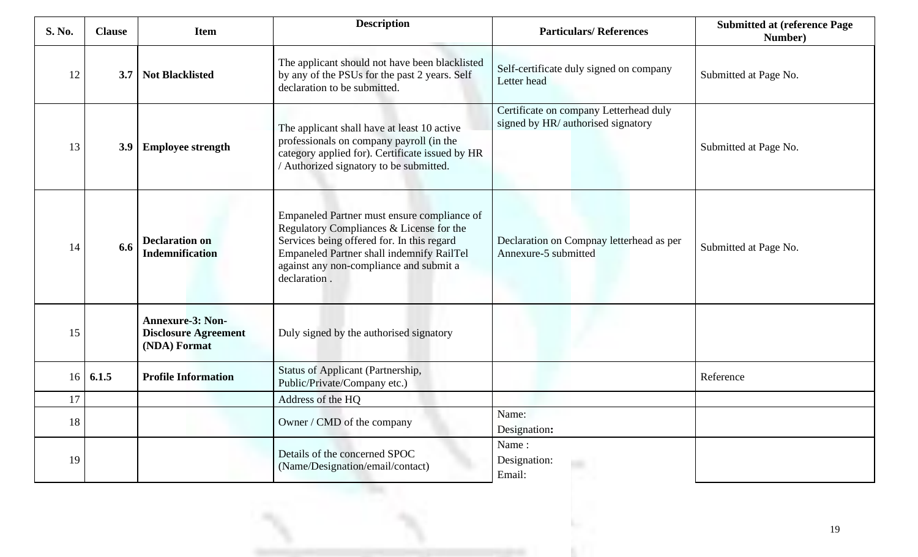| S. No. | Clause | Item | Description | Particulars/ References | Submitted at (reference Page Number) |
|---|---|---|---|---|---|
| 12 | 3.7 | **Not Blacklisted** | The applicant should not have been blacklisted by any of the PSUs for the past 2 years. Self declaration to be submitted. | Self-certificate duly signed on company Letter head | Submitted at Page No. |
| 13 | 3.9 | **Employee strength** | The applicant shall have at least 10 active professionals on company payroll (in the category applied for). Certificate issued by HR / Authorized signatory to be submitted. | Certificate on company Letterhead duly signed by HR/ authorised signatory | Submitted at Page No. |
| 14 | 6.6 | **Declaration on Indemnification** | Empaneled Partner must ensure compliance of Regulatory Compliances & License for the Services being offered for. In this regard Empaneled Partner shall indemnify RailTel against any non-compliance and submit a declaration . | Declaration on Compnay letterhead as per Annexure-5 submitted | Submitted at Page No. |
| 15 | | **Annexure-3: Non-Disclosure Agreement (NDA) Format** | Duly signed by the authorised signatory | | |
| 16 | 6.1.5 | **Profile Information** | Status of Applicant (Partnership, Public/Private/Company etc.) | | Reference |
| 17 | | | Address of the HQ | | |
| 18 | | | Owner / CMD of the company | Name:<br>Designation: | |
| 19 | | | Details of the concerned SPOC (Name/Designation/email/contact) | Name :<br>Designation:<br>Email: | |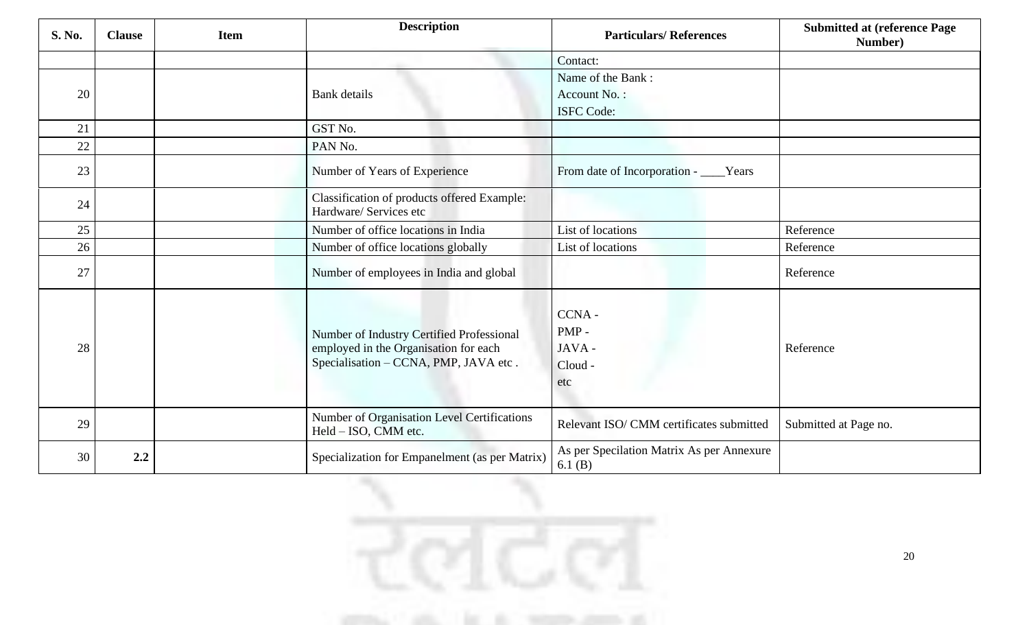| S. No. | Clause | Item | Description | Particulars/ References | Submitted at (reference Page Number) |
|---|---|---|---|---|---|
| | | | | Contact: | |
| 20 | | | Bank details | Name of the Bank :<br>Account No. :<br>ISFC Code: | |
| 21 | | | GST No. | | |
| 22 | | | PAN No. | | |
| 23 | | | Number of Years of Experience | From date of Incorporation - ____Years | |
| 24 | | | Classification of products offered Example: Hardware/ Services etc | | |
| 25 | | | Number of office locations in India | List of locations | Reference |
| 26 | | | Number of office locations globally | List of locations | Reference |
| 27 | | | Number of employees in India and global | | Reference |
| 28 | | | Number of Industry Certified Professional employed in the Organisation for each Specialisation – CCNA, PMP, JAVA etc . | CCNA -<br>PMP -<br>JAVA -<br>Cloud -<br>etc | Reference |
| 29 | | | Number of Organisation Level Certifications Held – ISO, CMM etc. | Relevant ISO/ CMM certificates submitted | Submitted at Page no. |
| 30 | **2.2** | | Specialization for Empanelment (as per Matrix) | As per Specilation Matrix As per Annexure 6.1 (B) | |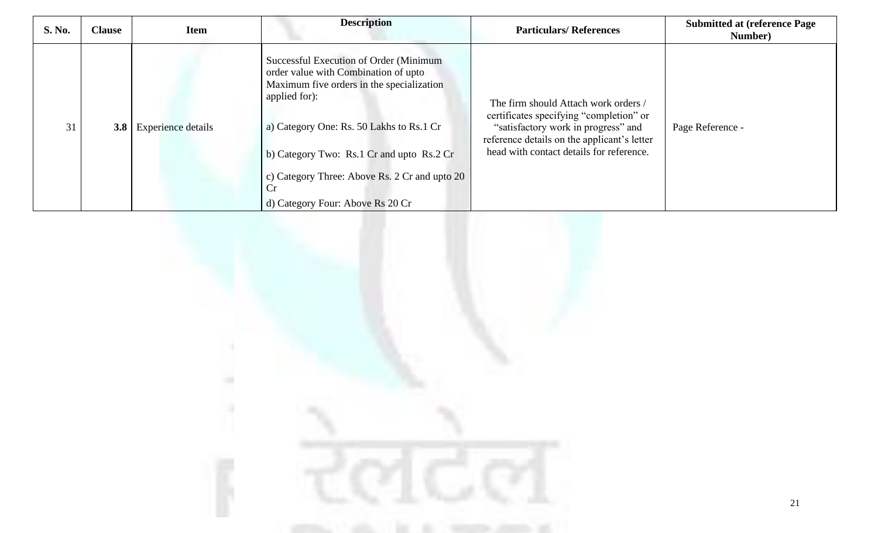| S. No. | Clause | Item | Description | Particulars/ References | Submitted at (reference Page Number) |
|---|---|---|---|---|---|
| 31 | **3.8** | Experience details | Successful Execution of Order (Minimum order value with Combination of upto Maximum five orders in the specialization applied for):<br><br>a) Category One: Rs. 50 Lakhs to Rs.1 Cr<br><br>b) Category Two: Rs.1 Cr and upto Rs.2 Cr<br><br>c) Category Three: Above Rs. 2 Cr and upto 20 Cr<br><br>d) Category Four: Above Rs 20 Cr | The firm should Attach work orders / certificates specifying "completion" or "satisfactory work in progress" and reference details on the applicant's letter head with contact details for reference. | Page Reference - |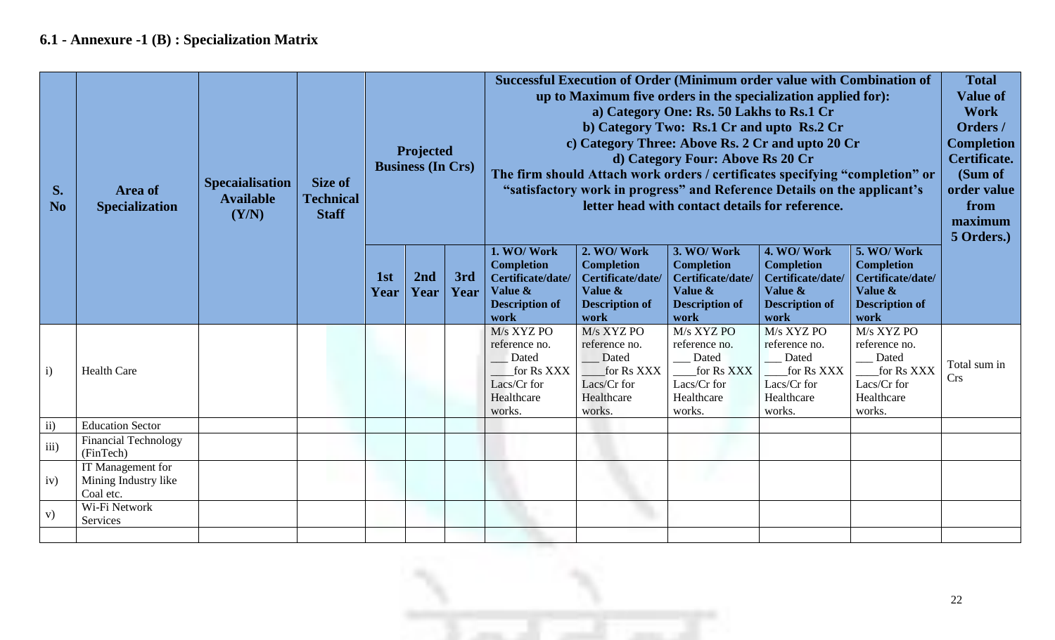## 6.1 - Annexure -1 (B) : Specialization Matrix

| S. No | Area of Specialization | Specaialisation Available (Y/N) | Size of Technical Staff | Projected Business (In Crs) | | | Successful Execution of Order (Minimum order value with Combination of up to Maximum five orders in the specialization applied for): a) Category One: Rs. 50 Lakhs to Rs.1 Cr b) Category Two: Rs.1 Cr and upto Rs.2 Cr c) Category Three: Above Rs. 2 Cr and upto 20 Cr d) Category Four: Above Rs 20 Cr The firm should Attach work orders / certificates specifying "completion" or "satisfactory work in progress" and Reference Details on the applicant's letter head with contact details for reference. | | | | | Total Value of Work Orders / Completion Certificate. (Sum of order value from maximum 5 Orders.) |
|---|---|---|---|---|---|---|---|---|---|---|---|---|
| | | | | 1st Year | 2nd Year | 3rd Year | 1. WO/ Work Completion Certificate/date/ Value & Description of work | 2. WO/ Work Completion Certificate/date/ Value & Description of work | 3. WO/ Work Completion Certificate/date/ Value & Description of work | 4. WO/ Work Completion Certificate/date/ Value & Description of work | 5. WO/ Work Completion Certificate/date/ Value & Description of work | |
| i) | Health Care | | | | | | M/s XYZ PO reference no. ___ Dated ____for Rs XXX Lacs/Cr for Healthcare works. | M/s XYZ PO reference no. ___ Dated ____for Rs XXX Lacs/Cr for Healthcare works. | M/s XYZ PO reference no. ___ Dated ____for Rs XXX Lacs/Cr for Healthcare works. | M/s XYZ PO reference no. ___ Dated ____for Rs XXX Lacs/Cr for Healthcare works. | M/s XYZ PO reference no. ___ Dated ____for Rs XXX Lacs/Cr for Healthcare works. | Total sum in Crs |
| ii) | Education Sector | | | | | | | | | | | |
| iii) | Financial Technology (FinTech) | | | | | | | | | | | |
| iv) | IT Management for Mining Industry like Coal etc. | | | | | | | | | | | |
| v) | Wi-Fi Network Services | | | | | | | | | | | |
| | | | | | | | | | | | | |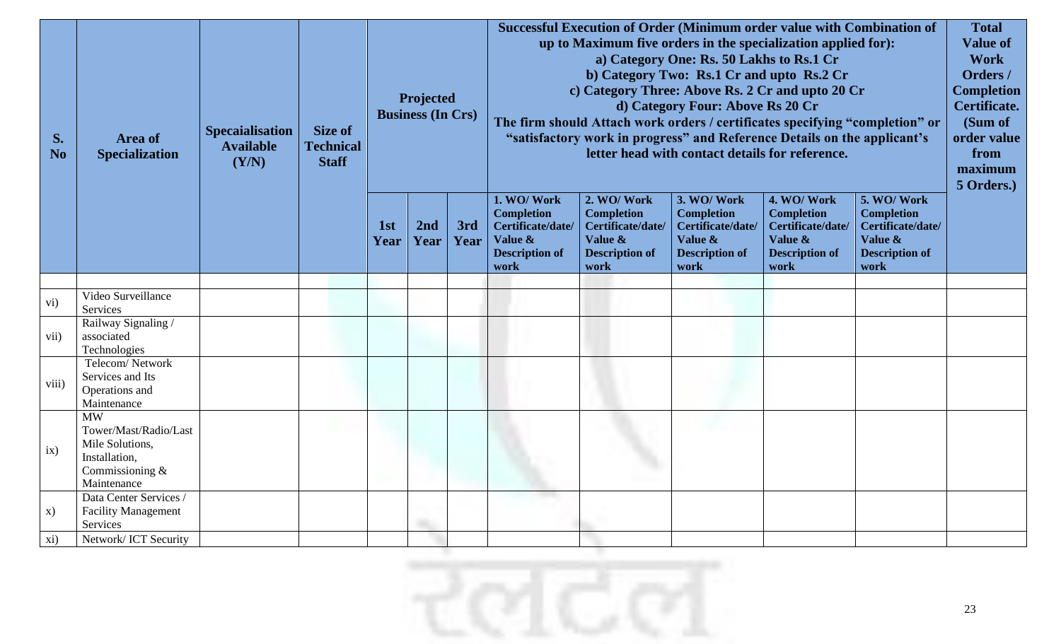| S. No | Area of Specialization | Specaialisation Available (Y/N) | Size of Technical Staff | Projected Business (In Crs) | | | Successful Execution of Order (Minimum order value with Combination of up to Maximum five orders in the specialization applied for): a) Category One: Rs. 50 Lakhs to Rs.1 Cr b) Category Two: Rs.1 Cr and upto Rs.2 Cr c) Category Three: Above Rs. 2 Cr and upto 20 Cr d) Category Four: Above Rs 20 Cr The firm should Attach work orders / certificates specifying "completion" or "satisfactory work in progress" and Reference Details on the applicant's letter head with contact details for reference. | | | | | Total Value of Work Orders / Completion Certificate. (Sum of order value from maximum 5 Orders.) |
|---|---|---|---|---|---|---|---|---|---|---|---|---|
| | | | | 1st Year | 2nd Year | 3rd Year | 1. WO/ Work Completion Certificate/date/ Value & Description of work | 2. WO/ Work Completion Certificate/date/ Value & Description of work | 3. WO/ Work Completion Certificate/date/ Value & Description of work | 4. WO/ Work Completion Certificate/date/ Value & Description of work | 5. WO/ Work Completion Certificate/date/ Value & Description of work | |
| | | | | | | | | | | | | |
| vi) | Video Surveillance Services | | | | | | | | | | | |
| vii) | Railway Signaling / associated Technologies | | | | | | | | | | | |
| viii) | Telecom/ Network Services and Its Operations and Maintenance | | | | | | | | | | | |
| ix) | MW Tower/Mast/Radio/Last Mile Solutions, Installation, Commissioning & Maintenance | | | | | | | | | | | |
| x) | Data Center Services / Facility Management Services | | | | | | | | | | | |
| xi) | Network/ ICT Security | | | | | | | | | | | |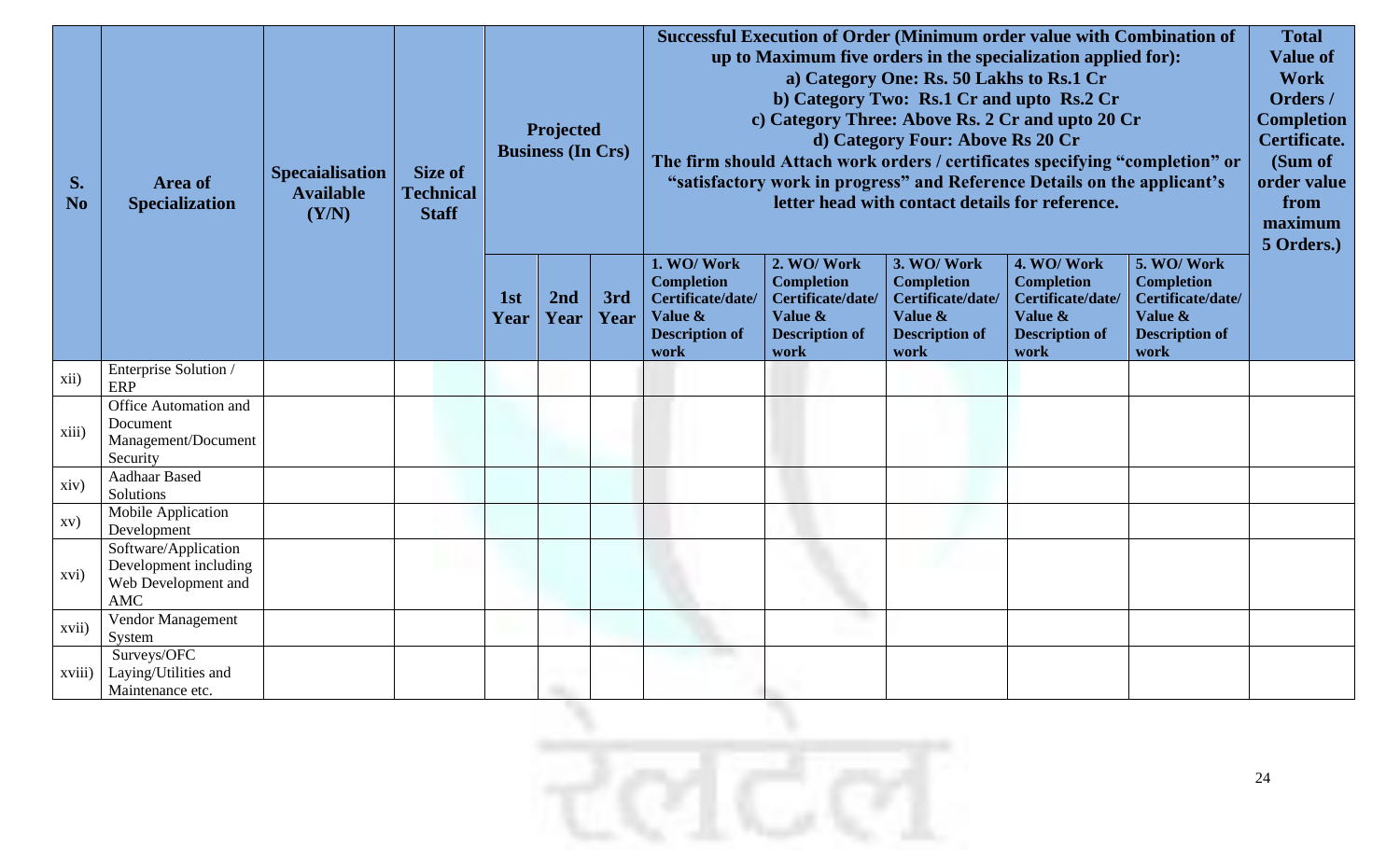| S. No | Area of Specialization | Specaialisation Available (Y/N) | Size of Technical Staff | Projected Business (In Crs) | | | Successful Execution of Order (Minimum order value with Combination of up to Maximum five orders in the specialization applied for): a) Category One: Rs. 50 Lakhs to Rs.1 Cr b) Category Two: Rs.1 Cr and upto Rs.2 Cr c) Category Three: Above Rs. 2 Cr and upto 20 Cr d) Category Four: Above Rs 20 Cr The firm should Attach work orders / certificates specifying "completion" or "satisfactory work in progress" and Reference Details on the applicant's letter head with contact details for reference. | | | | | Total Value of Work Orders / Completion Certificate. (Sum of order value from maximum 5 Orders.) |
|---|---|---|---|---|---|---|---|---|---|---|---|---|
| | | | | 1st Year | 2nd Year | 3rd Year | 1. WO/ Work Completion Certificate/date/ Value & Description of work | 2. WO/ Work Completion Certificate/date/ Value & Description of work | 3. WO/ Work Completion Certificate/date/ Value & Description of work | 4. WO/ Work Completion Certificate/date/ Value & Description of work | 5. WO/ Work Completion Certificate/date/ Value & Description of work | |
| xii) | Enterprise Solution / ERP | | | | | | | | | | | |
| xiii) | Office Automation and Document Management/Document Security | | | | | | | | | | | |
| xiv) | Aadhaar Based Solutions | | | | | | | | | | | |
| xv) | Mobile Application Development | | | | | | | | | | | |
| xvi) | Software/Application Development including Web Development and AMC | | | | | | | | | | | |
| xvii) | Vendor Management System | | | | | | | | | | | |
| xviii) | Surveys/OFC Laying/Utilities and Maintenance etc. | | | | | | | | | | | |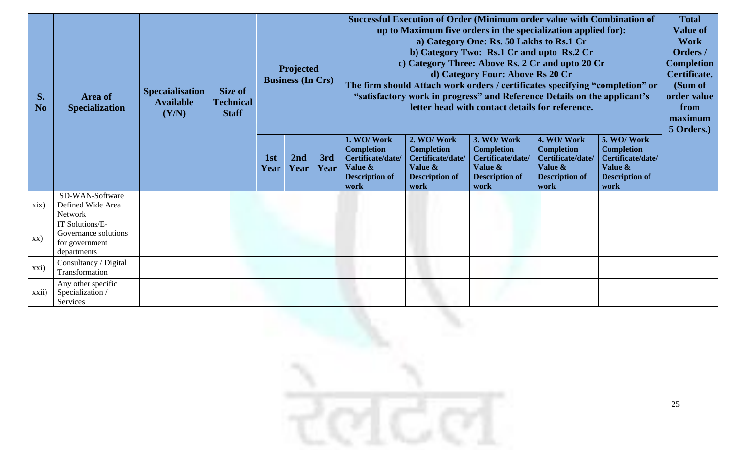| S. No | Area of Specialization | Specaialisation Available (Y/N) | Size of Technical Staff | Projected Business (In Crs) | | | Successful Execution of Order (Minimum order value with Combination of up to Maximum five orders in the specialization applied for): a) Category One: Rs. 50 Lakhs to Rs.1 Cr b) Category Two: Rs.1 Cr and upto Rs.2 Cr c) Category Three: Above Rs. 2 Cr and upto 20 Cr d) Category Four: Above Rs 20 Cr The firm should Attach work orders / certificates specifying "completion" or "satisfactory work in progress" and Reference Details on the applicant's letter head with contact details for reference. | | | | | Total Value of Work Orders / Completion Certificate. (Sum of order value from maximum 5 Orders.) |
|---|---|---|---|---|---|---|---|---|---|---|---|---|
| | | | | 1st Year | 2nd Year | 3rd Year | 1. WO/ Work Completion Certificate/date/ Value & Description of work | 2. WO/ Work Completion Certificate/date/ Value & Description of work | 3. WO/ Work Completion Certificate/date/ Value & Description of work | 4. WO/ Work Completion Certificate/date/ Value & Description of work | 5. WO/ Work Completion Certificate/date/ Value & Description of work | |
| xix) | SD-WAN-Software Defined Wide Area Network | | | | | | | | | | | |
| xx) | IT Solutions/E-Governance solutions for government departments | | | | | | | | | | | |
| xxi) | Consultancy / Digital Transformation | | | | | | | | | | | |
| xxii) | Any other specific Specialization / Services | | | | | | | | | | | |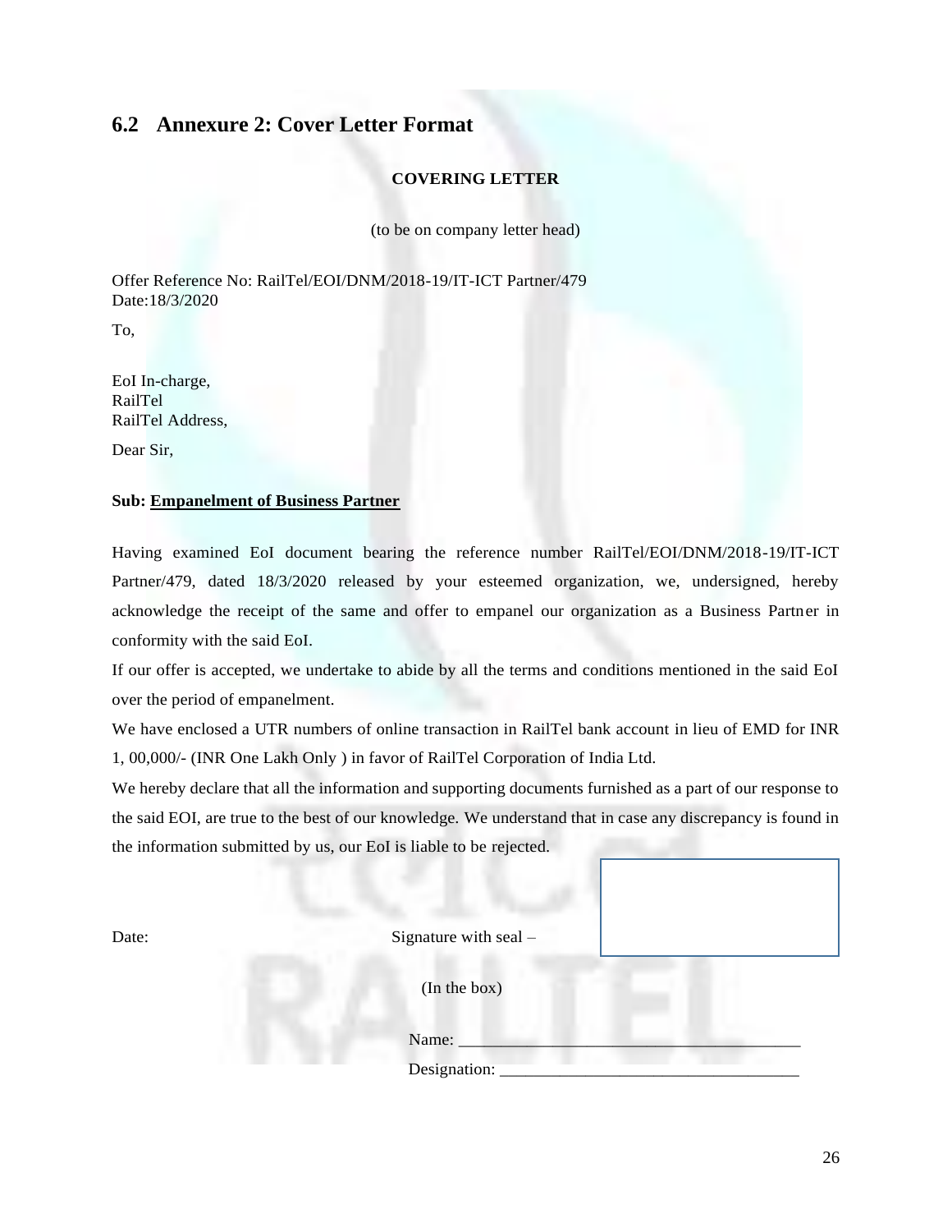## 6.2 Annexure 2: Cover Letter Format

**COVERING LETTER**

(to be on company letter head)

Offer Reference No: RailTel/EOI/DNM/2018-19/IT-ICT Partner/479
Date:18/3/2020

To,

EoI In-charge,
RailTel
RailTel Address,

Dear Sir,

**Sub: <u>Empanelment of Business Partner</u>**

Having examined EoI document bearing the reference number RailTel/EOI/DNM/2018-19/IT-ICT Partner/479, dated 18/3/2020 released by your esteemed organization, we, undersigned, hereby acknowledge the receipt of the same and offer to empanel our organization as a Business Partner in conformity with the said EoI.

If our offer is accepted, we undertake to abide by all the terms and conditions mentioned in the said EoI over the period of empanelment.

We have enclosed a UTR numbers of online transaction in RailTel bank account in lieu of EMD for INR 1, 00,000/- (INR One Lakh Only ) in favor of RailTel Corporation of India Ltd.

We hereby declare that all the information and supporting documents furnished as a part of our response to the said EOI, are true to the best of our knowledge. We understand that in case any discrepancy is found in the information submitted by us, our EoI is liable to be rejected.

Date: Signature with seal –

(In the box)

Name: ______________________________________

Designation: ___________________________________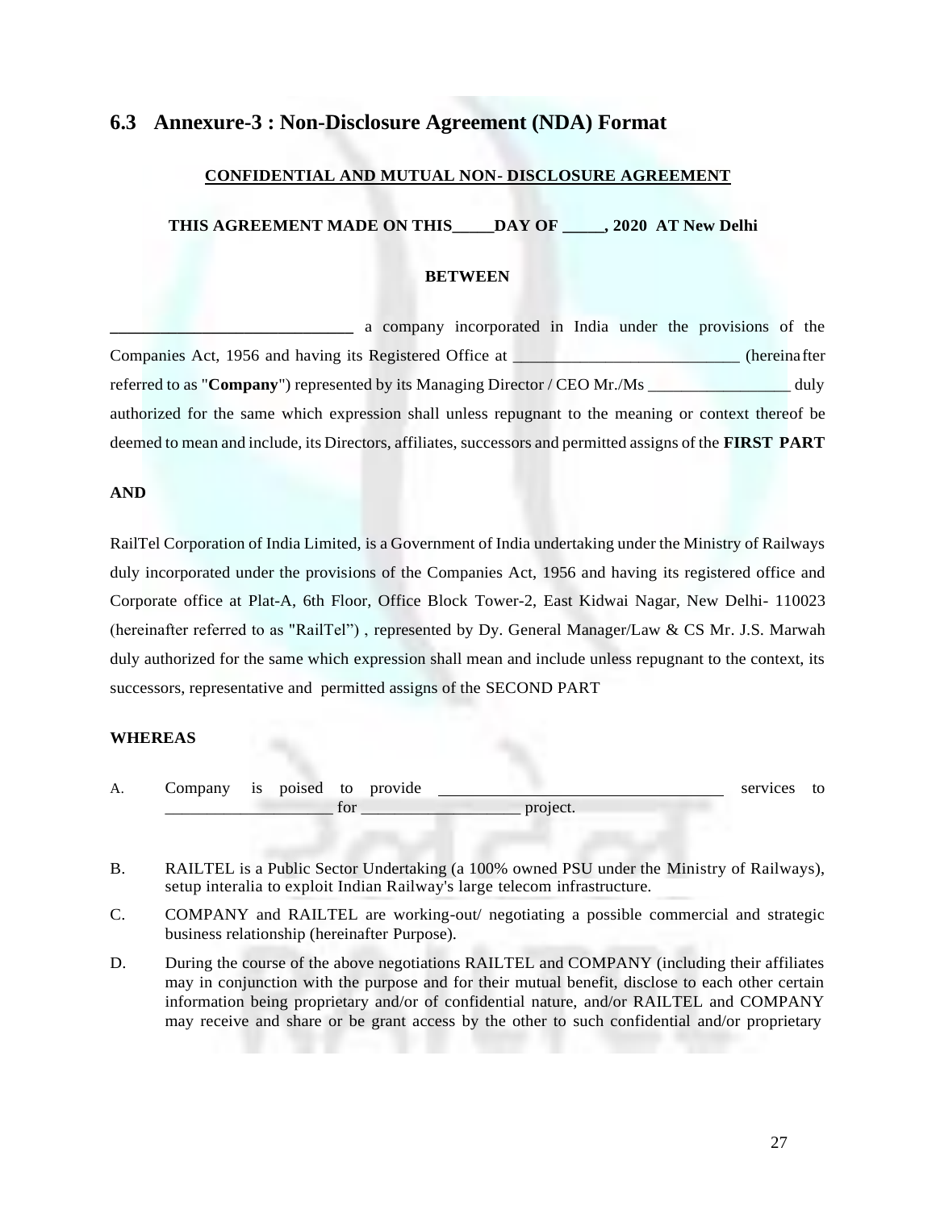## 6.3 Annexure-3 : Non-Disclosure Agreement (NDA) Format

**CONFIDENTIAL AND MUTUAL NON- DISCLOSURE AGREEMENT**

**THIS AGREEMENT MADE ON THIS_____DAY OF _____, 2020 AT New Delhi**

**BETWEEN**

**_____________________________** a company incorporated in India under the provisions of the Companies Act, 1956 and having its Registered Office at ___________________________ (hereinafter referred to as "**Company**") represented by its Managing Director / CEO Mr./Ms _________________ duly authorized for the same which expression shall unless repugnant to the meaning or context thereof be deemed to mean and include, its Directors, affiliates, successors and permitted assigns of the **FIRST PART**

**AND**

RailTel Corporation of India Limited, is a Government of India undertaking under the Ministry of Railways duly incorporated under the provisions of the Companies Act, 1956 and having its registered office and Corporate office at Plat-A, 6th Floor, Office Block Tower-2, East Kidwai Nagar, New Delhi- 110023 (hereinafter referred to as "RailTel") , represented by Dy. General Manager/Law & CS Mr. J.S. Marwah duly authorized for the same which expression shall mean and include unless repugnant to the context, its successors, representative and permitted assigns of the SECOND PART

**WHEREAS**

A. Company is poised to provide __________________________________ services to ____________________ for __________________ project.

B. RAILTEL is a Public Sector Undertaking (a 100% owned PSU under the Ministry of Railways), setup interalia to exploit Indian Railway's large telecom infrastructure.

C. COMPANY and RAILTEL are working-out/ negotiating a possible commercial and strategic business relationship (hereinafter Purpose).

D. During the course of the above negotiations RAILTEL and COMPANY (including their affiliates may in conjunction with the purpose and for their mutual benefit, disclose to each other certain information being proprietary and/or of confidential nature, and/or RAILTEL and COMPANY may receive and share or be grant access by the other to such confidential and/or proprietary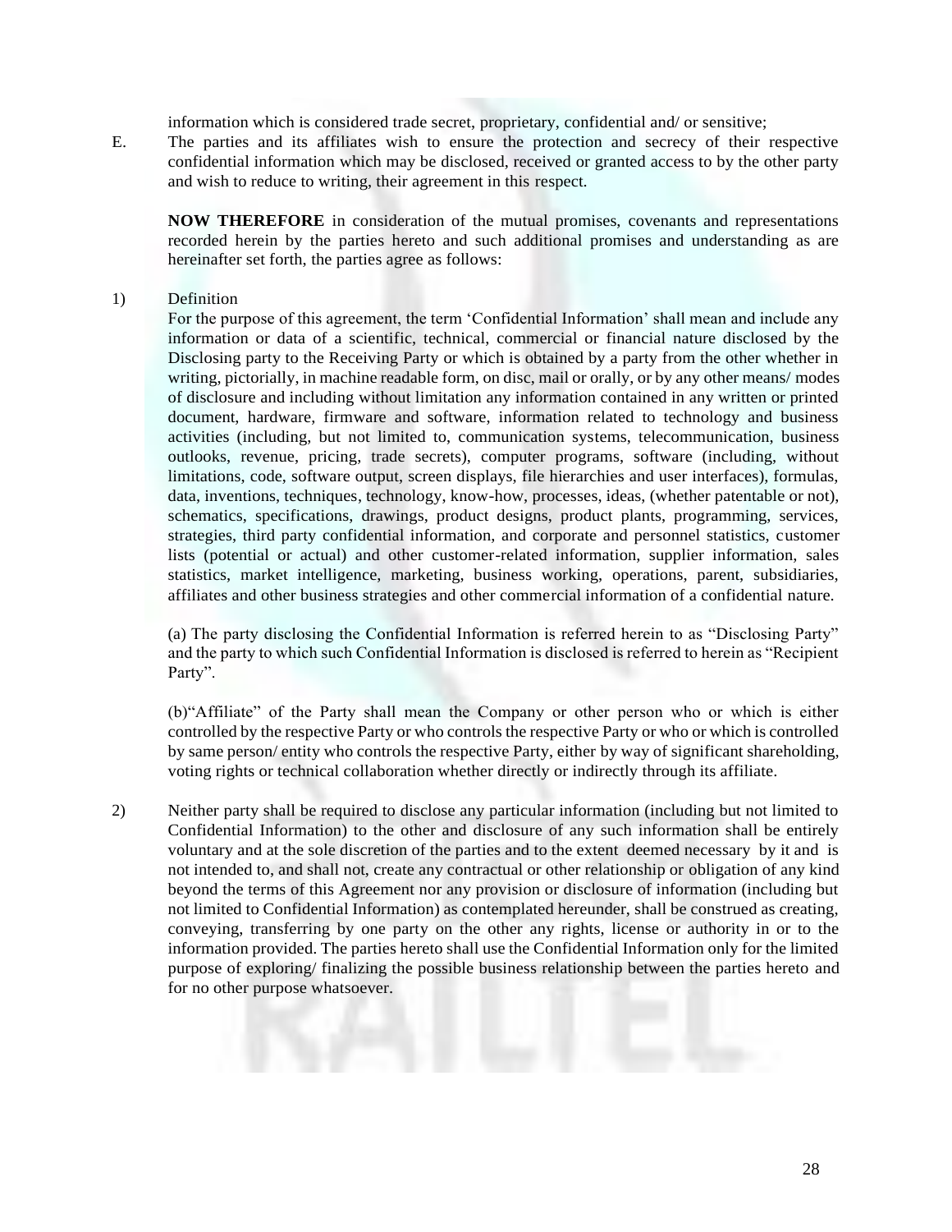information which is considered trade secret, proprietary, confidential and/ or sensitive;

E. The parties and its affiliates wish to ensure the protection and secrecy of their respective confidential information which may be disclosed, received or granted access to by the other party and wish to reduce to writing, their agreement in this respect.

**NOW THEREFORE** in consideration of the mutual promises, covenants and representations recorded herein by the parties hereto and such additional promises and understanding as are hereinafter set forth, the parties agree as follows:

1) Definition

For the purpose of this agreement, the term 'Confidential Information' shall mean and include any information or data of a scientific, technical, commercial or financial nature disclosed by the Disclosing party to the Receiving Party or which is obtained by a party from the other whether in writing, pictorially, in machine readable form, on disc, mail or orally, or by any other means/ modes of disclosure and including without limitation any information contained in any written or printed document, hardware, firmware and software, information related to technology and business activities (including, but not limited to, communication systems, telecommunication, business outlooks, revenue, pricing, trade secrets), computer programs, software (including, without limitations, code, software output, screen displays, file hierarchies and user interfaces), formulas, data, inventions, techniques, technology, know-how, processes, ideas, (whether patentable or not), schematics, specifications, drawings, product designs, product plants, programming, services, strategies, third party confidential information, and corporate and personnel statistics, customer lists (potential or actual) and other customer-related information, supplier information, sales statistics, market intelligence, marketing, business working, operations, parent, subsidiaries, affiliates and other business strategies and other commercial information of a confidential nature.

(a) The party disclosing the Confidential Information is referred herein to as "Disclosing Party" and the party to which such Confidential Information is disclosed is referred to herein as "Recipient Party".

(b)"Affiliate" of the Party shall mean the Company or other person who or which is either controlled by the respective Party or who controls the respective Party or who or which is controlled by same person/ entity who controls the respective Party, either by way of significant shareholding, voting rights or technical collaboration whether directly or indirectly through its affiliate.

2) Neither party shall be required to disclose any particular information (including but not limited to Confidential Information) to the other and disclosure of any such information shall be entirely voluntary and at the sole discretion of the parties and to the extent deemed necessary by it and is not intended to, and shall not, create any contractual or other relationship or obligation of any kind beyond the terms of this Agreement nor any provision or disclosure of information (including but not limited to Confidential Information) as contemplated hereunder, shall be construed as creating, conveying, transferring by one party on the other any rights, license or authority in or to the information provided. The parties hereto shall use the Confidential Information only for the limited purpose of exploring/ finalizing the possible business relationship between the parties hereto and for no other purpose whatsoever.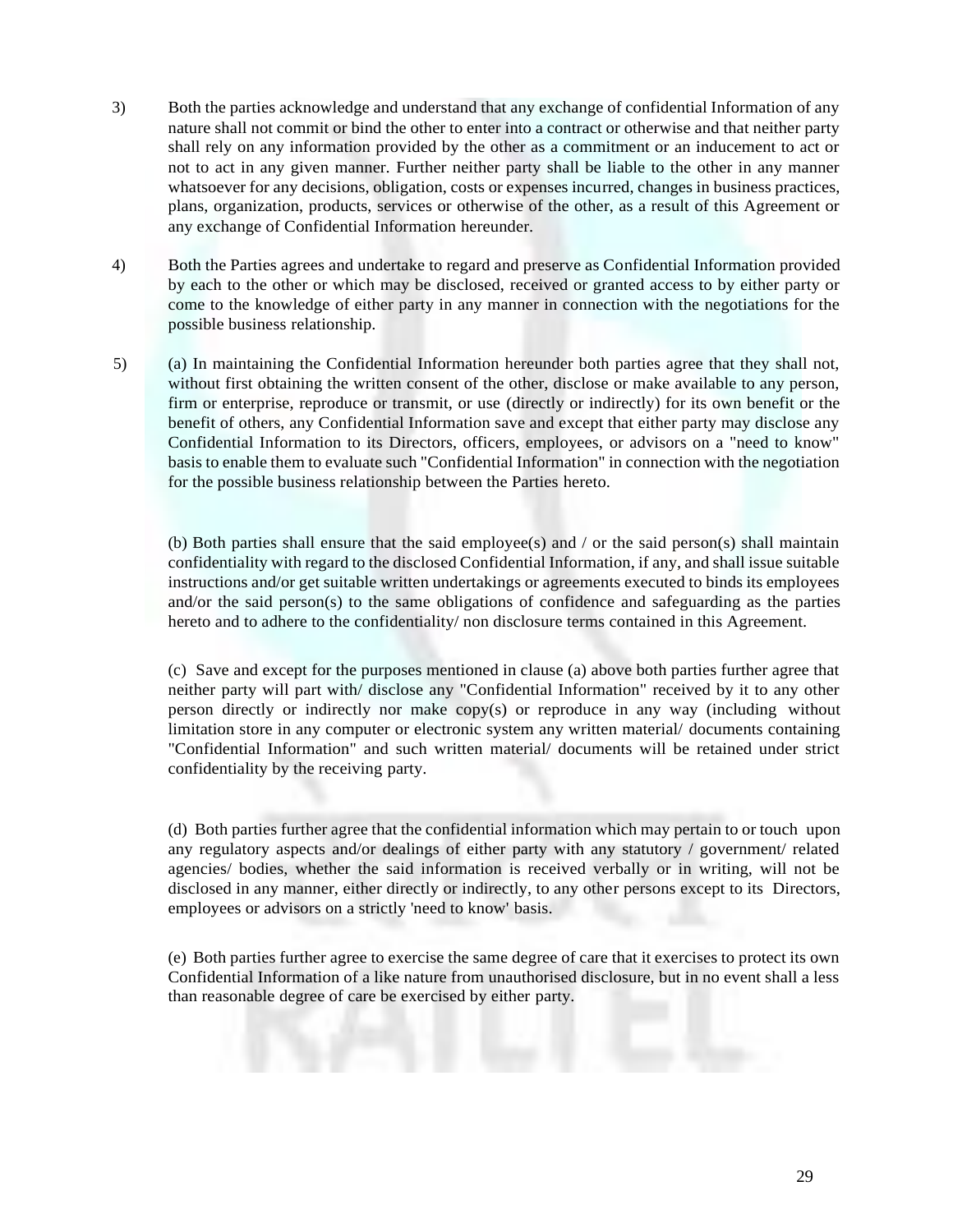3) Both the parties acknowledge and understand that any exchange of confidential Information of any nature shall not commit or bind the other to enter into a contract or otherwise and that neither party shall rely on any information provided by the other as a commitment or an inducement to act or not to act in any given manner. Further neither party shall be liable to the other in any manner whatsoever for any decisions, obligation, costs or expenses incurred, changes in business practices, plans, organization, products, services or otherwise of the other, as a result of this Agreement or any exchange of Confidential Information hereunder.

4) Both the Parties agrees and undertake to regard and preserve as Confidential Information provided by each to the other or which may be disclosed, received or granted access to by either party or come to the knowledge of either party in any manner in connection with the negotiations for the possible business relationship.

5) (a) In maintaining the Confidential Information hereunder both parties agree that they shall not, without first obtaining the written consent of the other, disclose or make available to any person, firm or enterprise, reproduce or transmit, or use (directly or indirectly) for its own benefit or the benefit of others, any Confidential Information save and except that either party may disclose any Confidential Information to its Directors, officers, employees, or advisors on a "need to know" basis to enable them to evaluate such "Confidential Information" in connection with the negotiation for the possible business relationship between the Parties hereto.

(b) Both parties shall ensure that the said employee(s) and / or the said person(s) shall maintain confidentiality with regard to the disclosed Confidential Information, if any, and shall issue suitable instructions and/or get suitable written undertakings or agreements executed to binds its employees and/or the said person(s) to the same obligations of confidence and safeguarding as the parties hereto and to adhere to the confidentiality/ non disclosure terms contained in this Agreement.

(c) Save and except for the purposes mentioned in clause (a) above both parties further agree that neither party will part with/ disclose any "Confidential Information" received by it to any other person directly or indirectly nor make copy(s) or reproduce in any way (including without limitation store in any computer or electronic system any written material/ documents containing "Confidential Information" and such written material/ documents will be retained under strict confidentiality by the receiving party.

(d) Both parties further agree that the confidential information which may pertain to or touch upon any regulatory aspects and/or dealings of either party with any statutory / government/ related agencies/ bodies, whether the said information is received verbally or in writing, will not be disclosed in any manner, either directly or indirectly, to any other persons except to its Directors, employees or advisors on a strictly 'need to know' basis.

(e) Both parties further agree to exercise the same degree of care that it exercises to protect its own Confidential Information of a like nature from unauthorised disclosure, but in no event shall a less than reasonable degree of care be exercised by either party.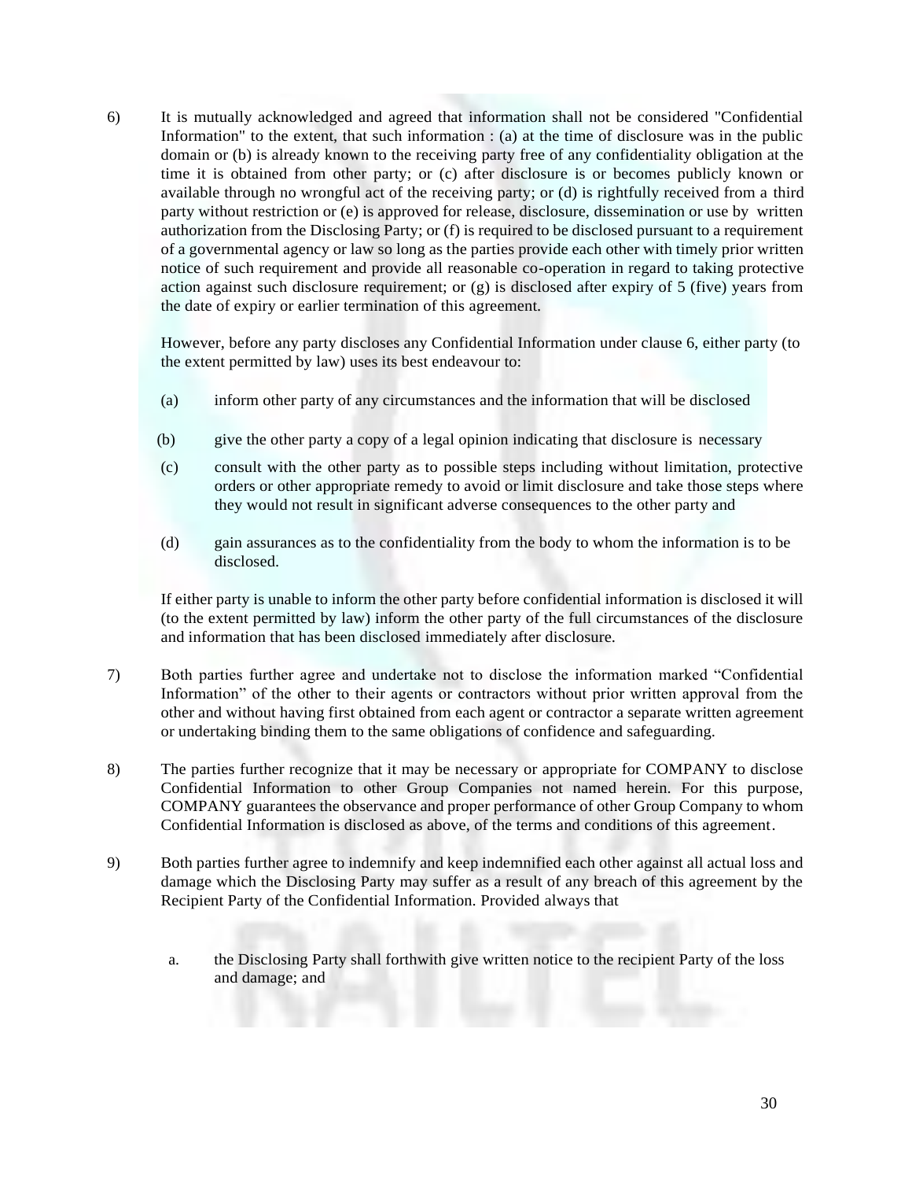6) It is mutually acknowledged and agreed that information shall not be considered "Confidential Information" to the extent, that such information : (a) at the time of disclosure was in the public domain or (b) is already known to the receiving party free of any confidentiality obligation at the time it is obtained from other party; or (c) after disclosure is or becomes publicly known or available through no wrongful act of the receiving party; or (d) is rightfully received from a third party without restriction or (e) is approved for release, disclosure, dissemination or use by written authorization from the Disclosing Party; or (f) is required to be disclosed pursuant to a requirement of a governmental agency or law so long as the parties provide each other with timely prior written notice of such requirement and provide all reasonable co-operation in regard to taking protective action against such disclosure requirement; or (g) is disclosed after expiry of 5 (five) years from the date of expiry or earlier termination of this agreement.

   However, before any party discloses any Confidential Information under clause 6, either party (to the extent permitted by law) uses its best endeavour to:

   (a) inform other party of any circumstances and the information that will be disclosed

   (b) give the other party a copy of a legal opinion indicating that disclosure is necessary

   (c) consult with the other party as to possible steps including without limitation, protective orders or other appropriate remedy to avoid or limit disclosure and take those steps where they would not result in significant adverse consequences to the other party and

   (d) gain assurances as to the confidentiality from the body to whom the information is to be disclosed.

   If either party is unable to inform the other party before confidential information is disclosed it will (to the extent permitted by law) inform the other party of the full circumstances of the disclosure and information that has been disclosed immediately after disclosure.

7) Both parties further agree and undertake not to disclose the information marked "Confidential Information" of the other to their agents or contractors without prior written approval from the other and without having first obtained from each agent or contractor a separate written agreement or undertaking binding them to the same obligations of confidence and safeguarding.

8) The parties further recognize that it may be necessary or appropriate for COMPANY to disclose Confidential Information to other Group Companies not named herein. For this purpose, COMPANY guarantees the observance and proper performance of other Group Company to whom Confidential Information is disclosed as above, of the terms and conditions of this agreement.

9) Both parties further agree to indemnify and keep indemnified each other against all actual loss and damage which the Disclosing Party may suffer as a result of any breach of this agreement by the Recipient Party of the Confidential Information. Provided always that

   a. the Disclosing Party shall forthwith give written notice to the recipient Party of the loss and damage; and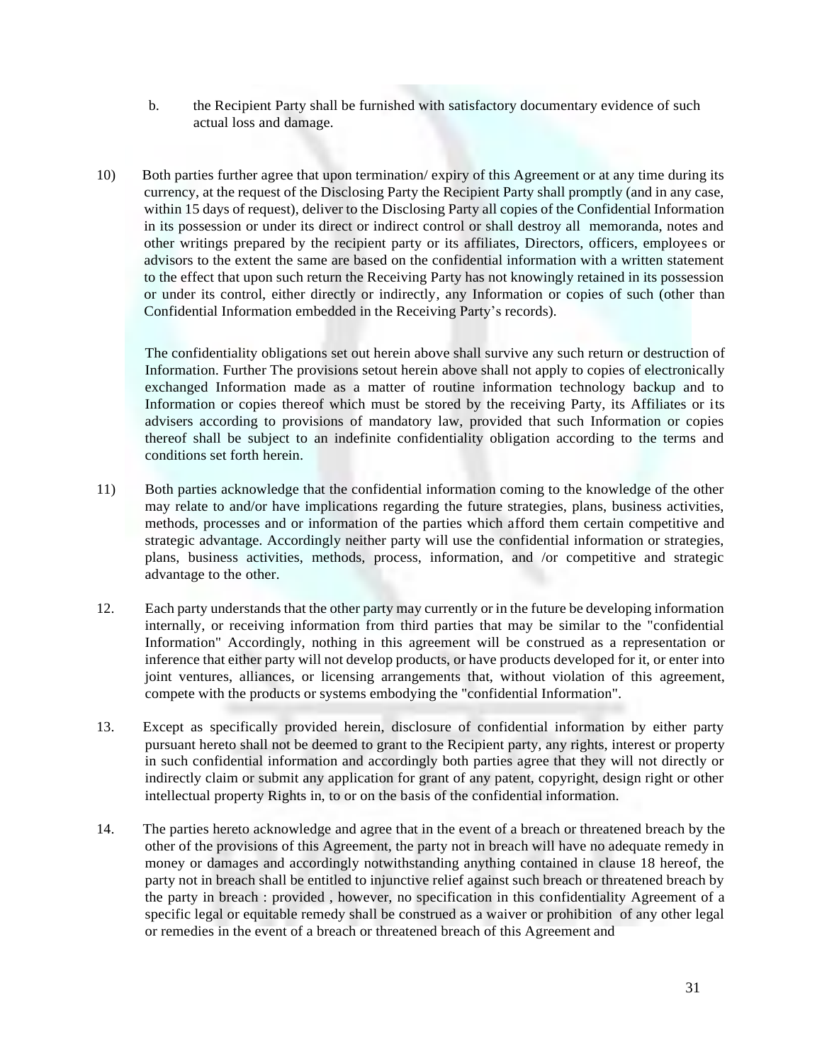b. the Recipient Party shall be furnished with satisfactory documentary evidence of such actual loss and damage.

10) Both parties further agree that upon termination/ expiry of this Agreement or at any time during its currency, at the request of the Disclosing Party the Recipient Party shall promptly (and in any case, within 15 days of request), deliver to the Disclosing Party all copies of the Confidential Information in its possession or under its direct or indirect control or shall destroy all memoranda, notes and other writings prepared by the recipient party or its affiliates, Directors, officers, employees or advisors to the extent the same are based on the confidential information with a written statement to the effect that upon such return the Receiving Party has not knowingly retained in its possession or under its control, either directly or indirectly, any Information or copies of such (other than Confidential Information embedded in the Receiving Party's records).

The confidentiality obligations set out herein above shall survive any such return or destruction of Information. Further The provisions setout herein above shall not apply to copies of electronically exchanged Information made as a matter of routine information technology backup and to Information or copies thereof which must be stored by the receiving Party, its Affiliates or its advisers according to provisions of mandatory law, provided that such Information or copies thereof shall be subject to an indefinite confidentiality obligation according to the terms and conditions set forth herein.

11) Both parties acknowledge that the confidential information coming to the knowledge of the other may relate to and/or have implications regarding the future strategies, plans, business activities, methods, processes and or information of the parties which afford them certain competitive and strategic advantage. Accordingly neither party will use the confidential information or strategies, plans, business activities, methods, process, information, and /or competitive and strategic advantage to the other.

12. Each party understands that the other party may currently or in the future be developing information internally, or receiving information from third parties that may be similar to the "confidential Information" Accordingly, nothing in this agreement will be construed as a representation or inference that either party will not develop products, or have products developed for it, or enter into joint ventures, alliances, or licensing arrangements that, without violation of this agreement, compete with the products or systems embodying the "confidential Information".

13. Except as specifically provided herein, disclosure of confidential information by either party pursuant hereto shall not be deemed to grant to the Recipient party, any rights, interest or property in such confidential information and accordingly both parties agree that they will not directly or indirectly claim or submit any application for grant of any patent, copyright, design right or other intellectual property Rights in, to or on the basis of the confidential information.

14. The parties hereto acknowledge and agree that in the event of a breach or threatened breach by the other of the provisions of this Agreement, the party not in breach will have no adequate remedy in money or damages and accordingly notwithstanding anything contained in clause 18 hereof, the party not in breach shall be entitled to injunctive relief against such breach or threatened breach by the party in breach : provided , however, no specification in this confidentiality Agreement of a specific legal or equitable remedy shall be construed as a waiver or prohibition of any other legal or remedies in the event of a breach or threatened breach of this Agreement and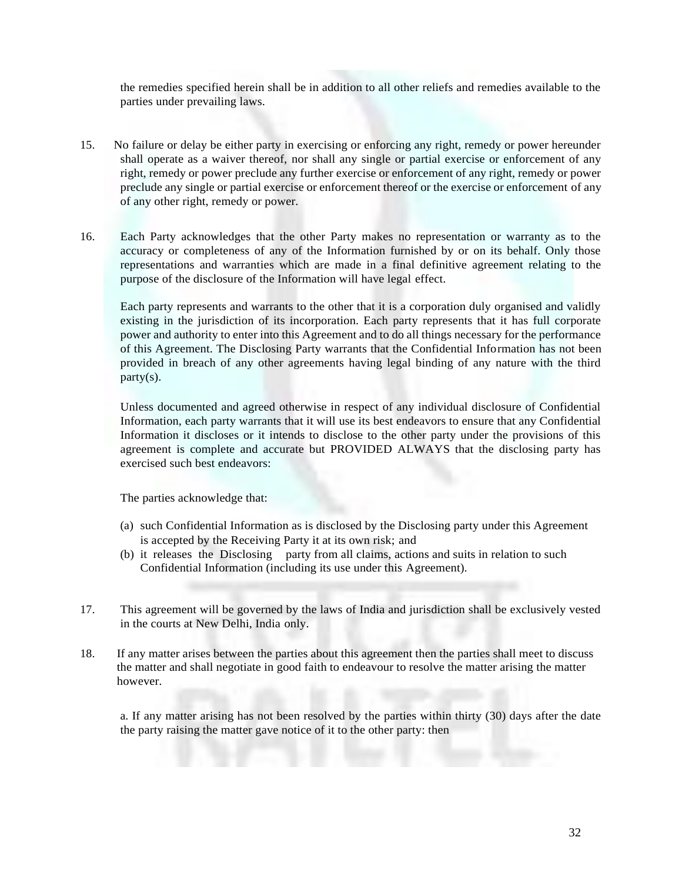the remedies specified herein shall be in addition to all other reliefs and remedies available to the parties under prevailing laws.

15. No failure or delay be either party in exercising or enforcing any right, remedy or power hereunder shall operate as a waiver thereof, nor shall any single or partial exercise or enforcement of any right, remedy or power preclude any further exercise or enforcement of any right, remedy or power preclude any single or partial exercise or enforcement thereof or the exercise or enforcement of any of any other right, remedy or power.

16. Each Party acknowledges that the other Party makes no representation or warranty as to the accuracy or completeness of any of the Information furnished by or on its behalf. Only those representations and warranties which are made in a final definitive agreement relating to the purpose of the disclosure of the Information will have legal effect.

    Each party represents and warrants to the other that it is a corporation duly organised and validly existing in the jurisdiction of its incorporation. Each party represents that it has full corporate power and authority to enter into this Agreement and to do all things necessary for the performance of this Agreement. The Disclosing Party warrants that the Confidential Information has not been provided in breach of any other agreements having legal binding of any nature with the third party(s).

    Unless documented and agreed otherwise in respect of any individual disclosure of Confidential Information, each party warrants that it will use its best endeavors to ensure that any Confidential Information it discloses or it intends to disclose to the other party under the provisions of this agreement is complete and accurate but PROVIDED ALWAYS that the disclosing party has exercised such best endeavors:

    The parties acknowledge that:

    (a) such Confidential Information as is disclosed by the Disclosing party under this Agreement is accepted by the Receiving Party it at its own risk; and
    (b) it releases the Disclosing party from all claims, actions and suits in relation to such Confidential Information (including its use under this Agreement).

17. This agreement will be governed by the laws of India and jurisdiction shall be exclusively vested in the courts at New Delhi, India only.

18. If any matter arises between the parties about this agreement then the parties shall meet to discuss the matter and shall negotiate in good faith to endeavour to resolve the matter arising the matter however.

    a. If any matter arising has not been resolved by the parties within thirty (30) days after the date the party raising the matter gave notice of it to the other party: then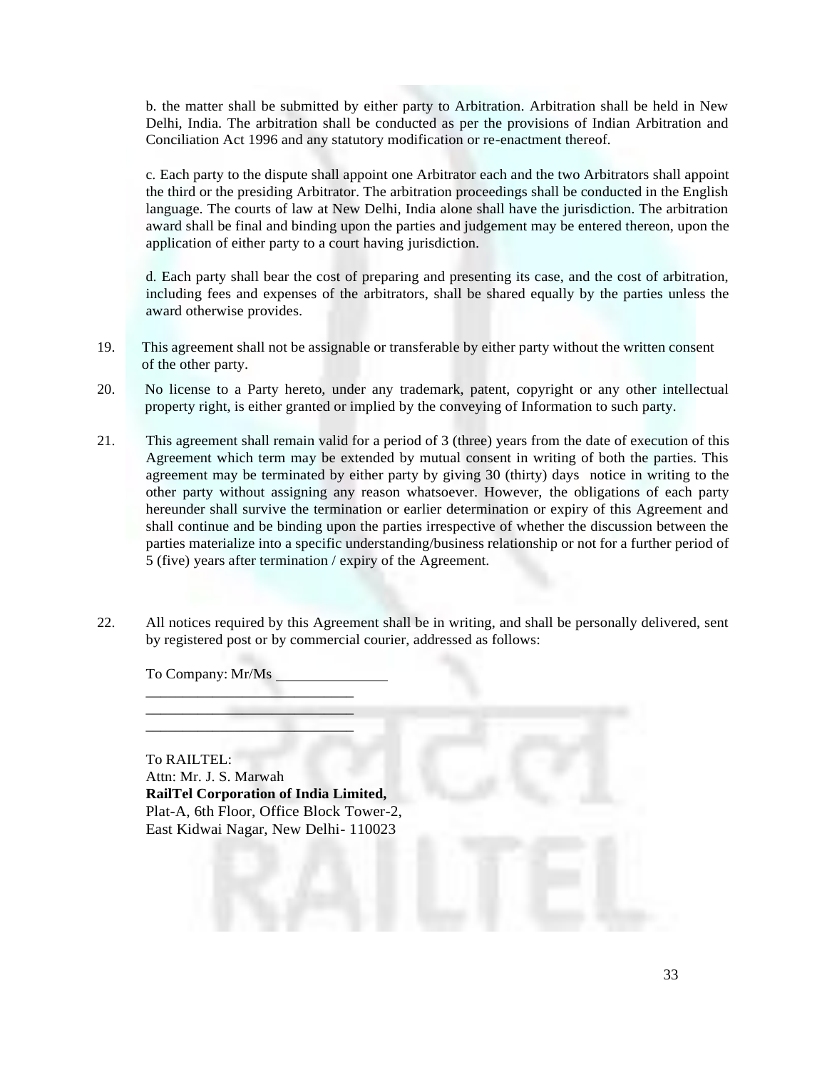b. the matter shall be submitted by either party to Arbitration. Arbitration shall be held in New Delhi, India. The arbitration shall be conducted as per the provisions of Indian Arbitration and Conciliation Act 1996 and any statutory modification or re-enactment thereof.

c. Each party to the dispute shall appoint one Arbitrator each and the two Arbitrators shall appoint the third or the presiding Arbitrator. The arbitration proceedings shall be conducted in the English language. The courts of law at New Delhi, India alone shall have the jurisdiction. The arbitration award shall be final and binding upon the parties and judgement may be entered thereon, upon the application of either party to a court having jurisdiction.

d. Each party shall bear the cost of preparing and presenting its case, and the cost of arbitration, including fees and expenses of the arbitrators, shall be shared equally by the parties unless the award otherwise provides.

19. This agreement shall not be assignable or transferable by either party without the written consent of the other party.

20. No license to a Party hereto, under any trademark, patent, copyright or any other intellectual property right, is either granted or implied by the conveying of Information to such party.

21. This agreement shall remain valid for a period of 3 (three) years from the date of execution of this Agreement which term may be extended by mutual consent in writing of both the parties. This agreement may be terminated by either party by giving 30 (thirty) days notice in writing to the other party without assigning any reason whatsoever. However, the obligations of each party hereunder shall survive the termination or earlier determination or expiry of this Agreement and shall continue and be binding upon the parties irrespective of whether the discussion between the parties materialize into a specific understanding/business relationship or not for a further period of 5 (five) years after termination / expiry of the Agreement.

22. All notices required by this Agreement shall be in writing, and shall be personally delivered, sent by registered post or by commercial courier, addressed as follows:

To Company: Mr/Ms _______________
___________________________
___________________________
___________________________

To RAILTEL:
Attn: Mr. J. S. Marwah
**RailTel Corporation of India Limited,**
Plat-A, 6th Floor, Office Block Tower-2,
East Kidwai Nagar, New Delhi- 110023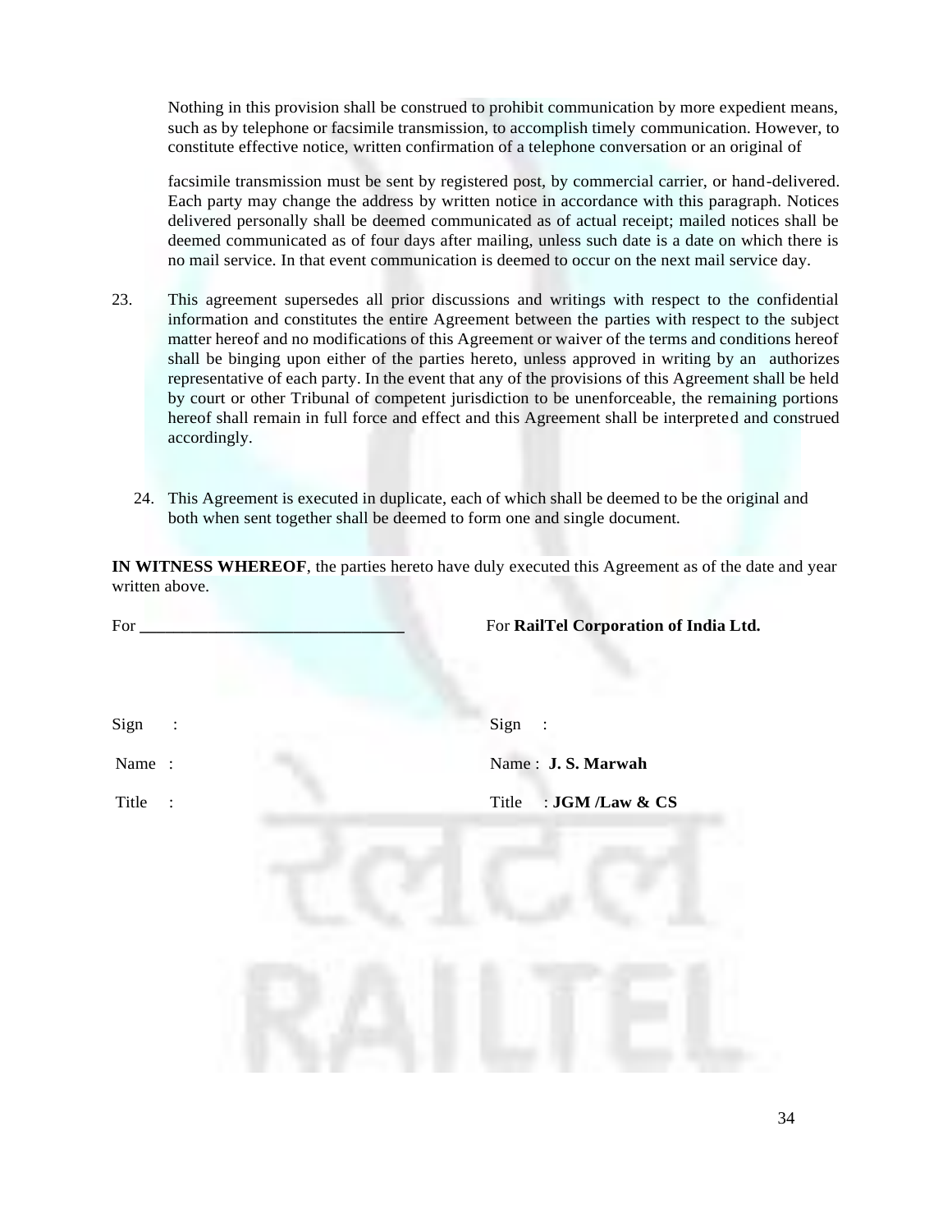Nothing in this provision shall be construed to prohibit communication by more expedient means, such as by telephone or facsimile transmission, to accomplish timely communication. However, to constitute effective notice, written confirmation of a telephone conversation or an original of

facsimile transmission must be sent by registered post, by commercial carrier, or hand-delivered. Each party may change the address by written notice in accordance with this paragraph. Notices delivered personally shall be deemed communicated as of actual receipt; mailed notices shall be deemed communicated as of four days after mailing, unless such date is a date on which there is no mail service. In that event communication is deemed to occur on the next mail service day.

23. This agreement supersedes all prior discussions and writings with respect to the confidential information and constitutes the entire Agreement between the parties with respect to the subject matter hereof and no modifications of this Agreement or waiver of the terms and conditions hereof shall be binging upon either of the parties hereto, unless approved in writing by an authorizes representative of each party. In the event that any of the provisions of this Agreement shall be held by court or other Tribunal of competent jurisdiction to be unenforceable, the remaining portions hereof shall remain in full force and effect and this Agreement shall be interpreted and construed accordingly.

24. This Agreement is executed in duplicate, each of which shall be deemed to be the original and both when sent together shall be deemed to form one and single document.

**IN WITNESS WHEREOF**, the parties hereto have duly executed this Agreement as of the date and year written above.

| For ______________________________ | For **RailTel Corporation of India Ltd.** |
|---|---|
| Sign : | Sign : |
| Name : | Name : **J. S. Marwah** |
| Title : | Title : **JGM /Law & CS** |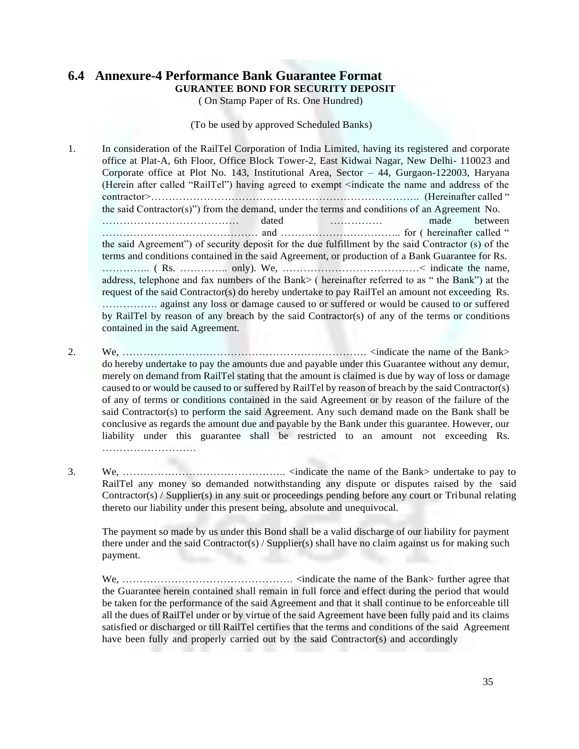## 6.4 Annexure-4 Performance Bank Guarantee Format

**GURANTEE BOND FOR SECURITY DEPOSIT**

( On Stamp Paper of Rs. One Hundred)

(To be used by approved Scheduled Banks)

1. In consideration of the RailTel Corporation of India Limited, having its registered and corporate office at Plat-A, 6th Floor, Office Block Tower-2, East Kidwai Nagar, New Delhi- 110023 and Corporate office at Plot No. 143, Institutional Area, Sector – 44, Gurgaon-122003, Haryana (Herein after called "RailTel") having agreed to exempt <indicate the name and address of the contractor>……………………………………………………………………….. (Hereinafter called " the said Contractor(s)") from the demand, under the terms and conditions of an Agreement No. ………………………………… dated …………… made between ……………………………………… and …………………………….. for ( hereinafter called " the said Agreement") of security deposit for the due fulfillment by the said Contractor (s) of the terms and conditions contained in the said Agreement, or production of a Bank Guarantee for Rs. ………….. ( Rs. ………….. only). We, …………………………………< indicate the name, address, telephone and fax numbers of the Bank> ( hereinafter referred to as " the Bank") at the request of the said Contractor(s) do hereby undertake to pay RailTel an amount not exceeding Rs. ……………. against any loss or damage caused to or suffered or would be caused to or suffered by RailTel by reason of any breach by the said Contractor(s) of any of the terms or conditions contained in the said Agreement.

2. We, ……………………………………………………………. <indicate the name of the Bank> do hereby undertake to pay the amounts due and payable under this Guarantee without any demur, merely on demand from RailTel stating that the amount is claimed is due by way of loss or damage caused to or would be caused to or suffered by RailTel by reason of breach by the said Contractor(s) of any of terms or conditions contained in the said Agreement or by reason of the failure of the said Contractor(s) to perform the said Agreement. Any such demand made on the Bank shall be conclusive as regards the amount due and payable by the Bank under this guarantee. However, our liability under this guarantee shall be restricted to an amount not exceeding Rs. ………………………

3. We, ……………………………………….. <indicate the name of the Bank> undertake to pay to RailTel any money so demanded notwithstanding any dispute or disputes raised by the said Contractor(s) / Supplier(s) in any suit or proceedings pending before any court or Tribunal relating thereto our liability under this present being, absolute and unequivocal.

   The payment so made by us under this Bond shall be a valid discharge of our liability for payment there under and the said Contractor(s) / Supplier(s) shall have no claim against us for making such payment.

   We, …………………………………………. <indicate the name of the Bank> further agree that the Guarantee herein contained shall remain in full force and effect during the period that would be taken for the performance of the said Agreement and that it shall continue to be enforceable till all the dues of RailTel under or by virtue of the said Agreement have been fully paid and its claims satisfied or discharged or till RailTel certifies that the terms and conditions of the said Agreement have been fully and properly carried out by the said Contractor(s) and accordingly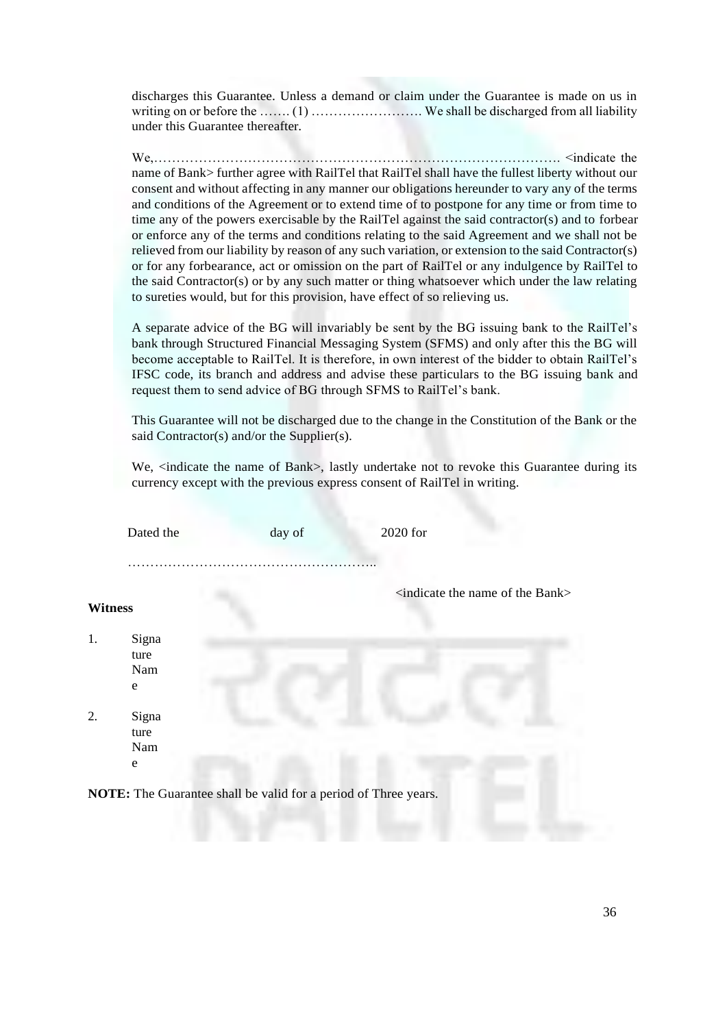discharges this Guarantee. Unless a demand or claim under the Guarantee is made on us in writing on or before the ……. (1) ……………………. We shall be discharged from all liability under this Guarantee thereafter.

We,………………………………………………………………………………. <indicate the name of Bank> further agree with RailTel that RailTel shall have the fullest liberty without our consent and without affecting in any manner our obligations hereunder to vary any of the terms and conditions of the Agreement or to extend time of to postpone for any time or from time to time any of the powers exercisable by the RailTel against the said contractor(s) and to forbear or enforce any of the terms and conditions relating to the said Agreement and we shall not be relieved from our liability by reason of any such variation, or extension to the said Contractor(s) or for any forbearance, act or omission on the part of RailTel or any indulgence by RailTel to the said Contractor(s) or by any such matter or thing whatsoever which under the law relating to sureties would, but for this provision, have effect of so relieving us.

A separate advice of the BG will invariably be sent by the BG issuing bank to the RailTel's bank through Structured Financial Messaging System (SFMS) and only after this the BG will become acceptable to RailTel. It is therefore, in own interest of the bidder to obtain RailTel's IFSC code, its branch and address and advise these particulars to the BG issuing bank and request them to send advice of BG through SFMS to RailTel's bank.

This Guarantee will not be discharged due to the change in the Constitution of the Bank or the said Contractor(s) and/or the Supplier(s).

We, <indicate the name of Bank>, lastly undertake not to revoke this Guarantee during its currency except with the previous express consent of RailTel in writing.

Dated the day of 2020 for

………………………………………………..

<indicate the name of the Bank>

**Witness**

1. Signature
   Name

2. Signature
   Name

**NOTE:** The Guarantee shall be valid for a period of Three years.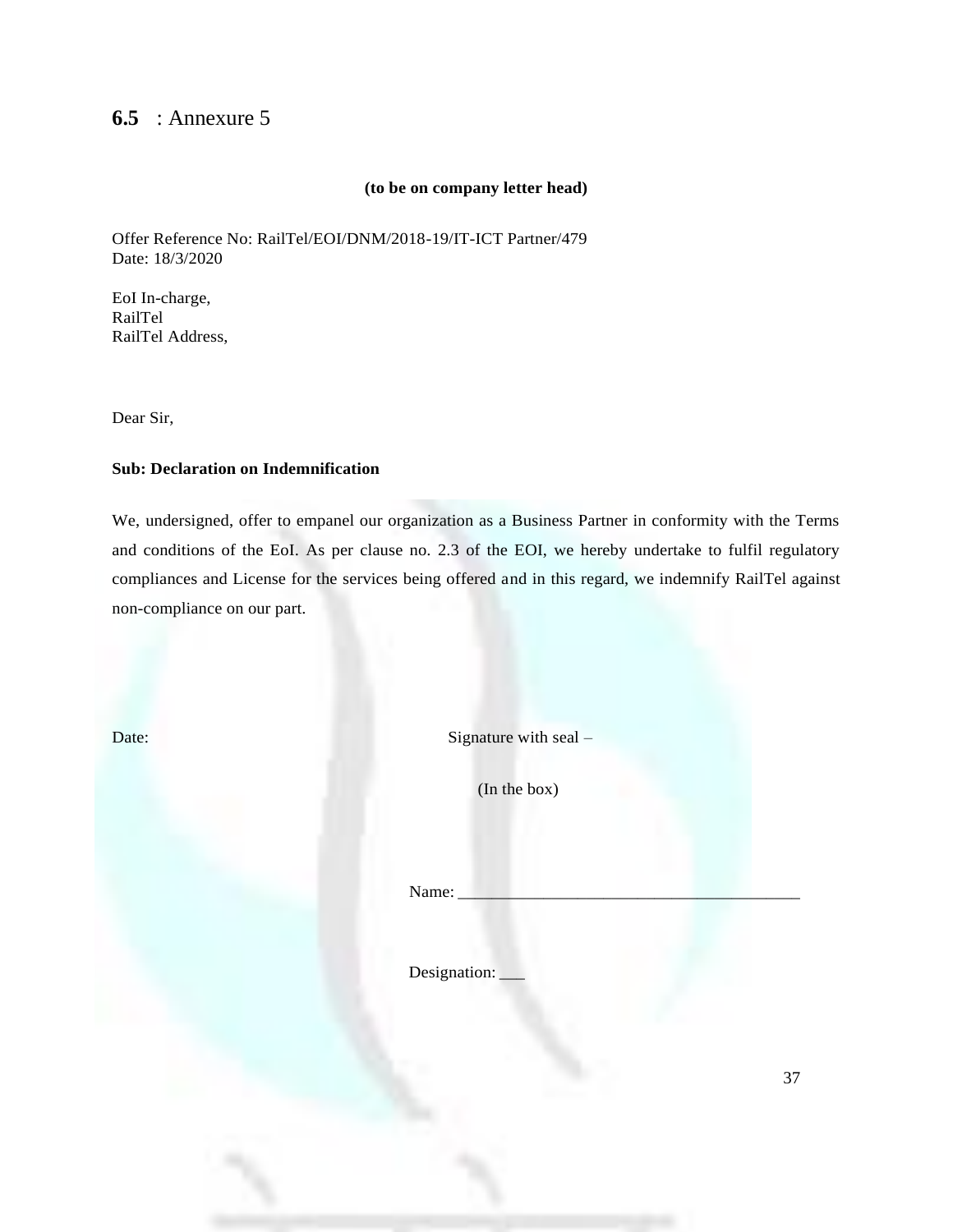## **6.5** : Annexure 5

**(to be on company letter head)**

Offer Reference No: RailTel/EOI/DNM/2018-19/IT-ICT Partner/479
Date: 18/3/2020

EoI In-charge,
RailTel
RailTel Address,

Dear Sir,

**Sub: Declaration on Indemnification**

We, undersigned, offer to empanel our organization as a Business Partner in conformity with the Terms and conditions of the EoI. As per clause no. 2.3 of the EOI, we hereby undertake to fulfil regulatory compliances and License for the services being offered and in this regard, we indemnify RailTel against non-compliance on our part.

Date: Signature with seal –

(In the box)

Name: ________________________________________

Designation: ___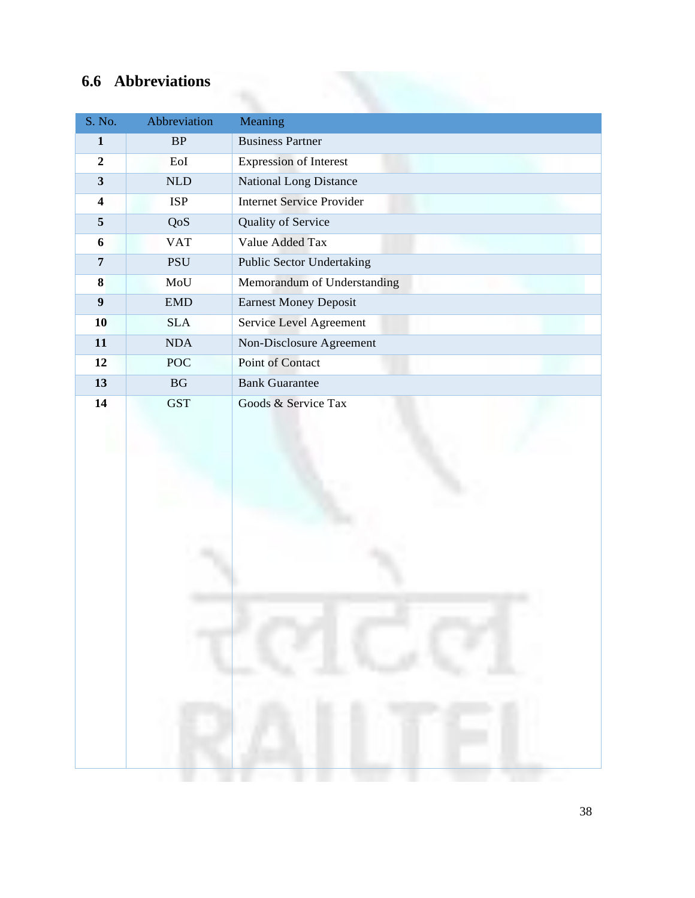## 6.6 Abbreviations

| S. No. | Abbreviation | Meaning |
|---|---|---|
| **1** | BP | Business Partner |
| **2** | EoI | Expression of Interest |
| **3** | NLD | National Long Distance |
| **4** | ISP | Internet Service Provider |
| **5** | QoS | Quality of Service |
| **6** | VAT | Value Added Tax |
| **7** | PSU | Public Sector Undertaking |
| **8** | MoU | Memorandum of Understanding |
| **9** | EMD | Earnest Money Deposit |
| **10** | SLA | Service Level Agreement |
| **11** | NDA | Non-Disclosure Agreement |
| **12** | POC | Point of Contact |
| **13** | BG | Bank Guarantee |
| **14** | GST | Goods & Service Tax |